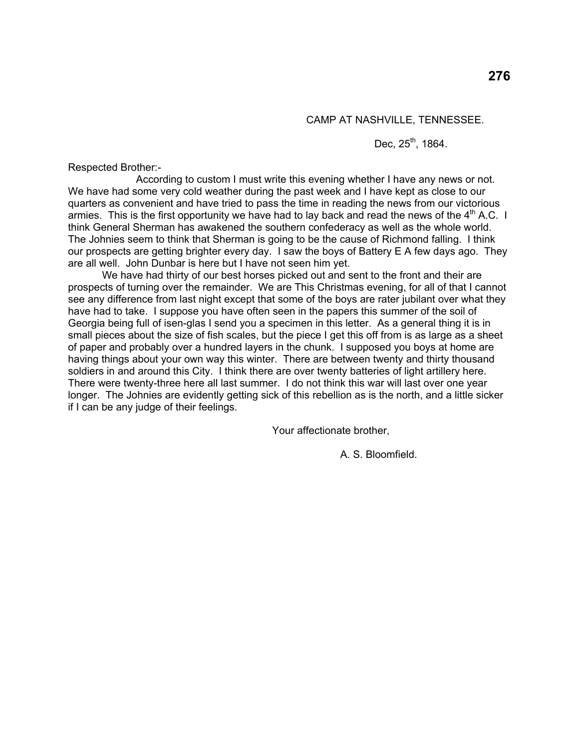CAMP AT NASHVILLE, TENNESSEE.

Dec, 25th, 1864.

Respected Brother:-

According to custom I must write this evening whether I have any news or not. We have had some very cold weather during the past week and I have kept as close to our quarters as convenient and have tried to pass the time in reading the news from our victorious armies. This is the first opportunity we have had to lay back and read the news of the 4th A.C. I think General Sherman has awakened the southern confederacy as well as the whole world. The Johnies seem to think that Sherman is going to be the cause of Richmond falling. I think our prospects are getting brighter every day. I saw the boys of Battery E A few days ago. They are all well. John Dunbar is here but I have not seen him yet.

We have had thirty of our best horses picked out and sent to the front and their are prospects of turning over the remainder. We are This Christmas evening, for all of that I cannot see any difference from last night except that some of the boys are rater jubilant over what they have had to take. I suppose you have often seen in the papers this summer of the soil of Georgia being full of isen-glas I send you a specimen in this letter. As a general thing it is in small pieces about the size of fish scales, but the piece I get this off from is as large as a sheet of paper and probably over a hundred layers in the chunk. I supposed you boys at home are having things about your own way this winter. There are between twenty and thirty thousand soldiers in and around this City. I think there are over twenty batteries of light artillery here. There were twenty-three here all last summer. I do not think this war will last over one year longer. The Johnies are evidently getting sick of this rebellion as is the north, and a little sicker if I can be any judge of their feelings.

Your affectionate brother,

A. S. Bloomfield.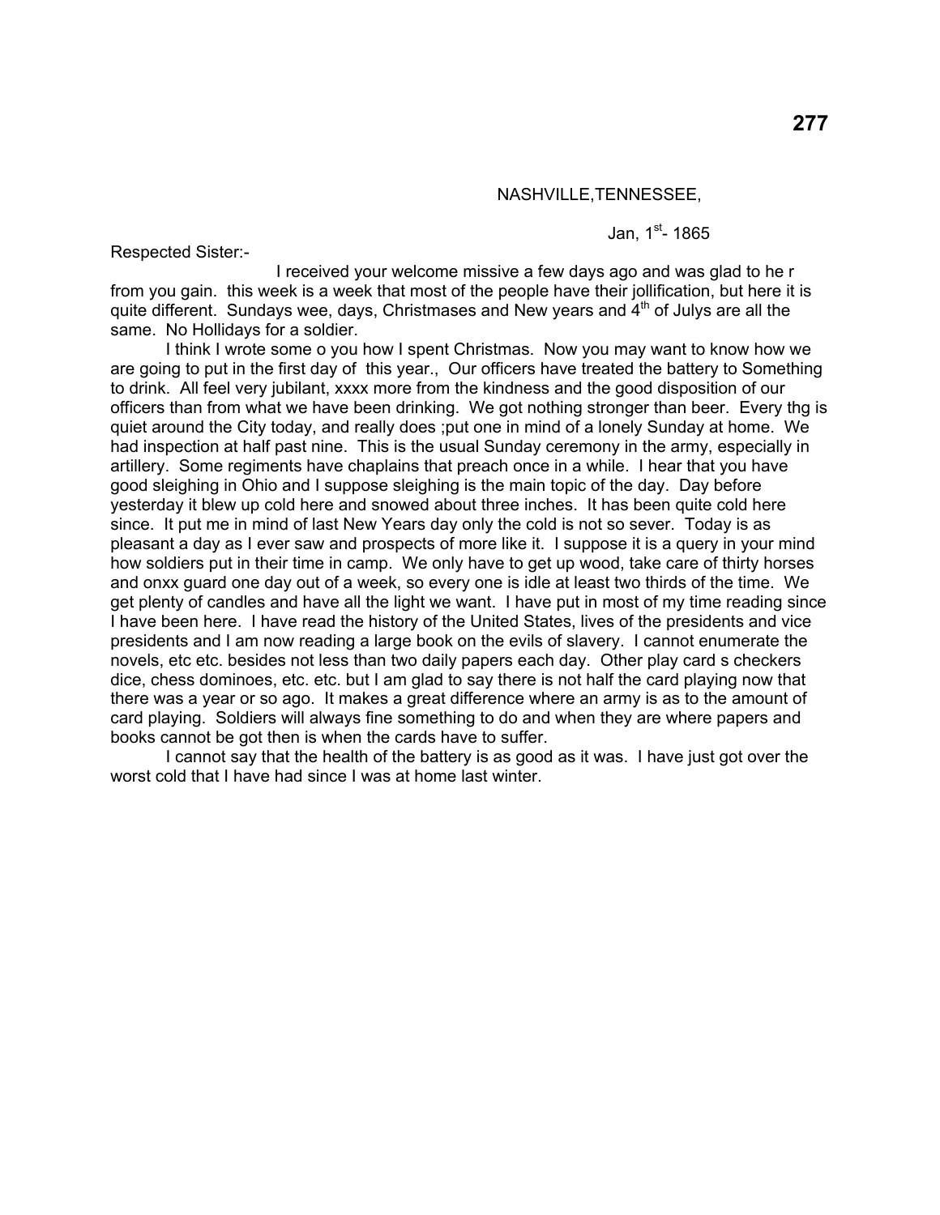NASHVILLE,TENNESSEE,

Jan, 1st- 1865

Respected Sister:-

I received your welcome missive a few days ago and was glad to he r from you gain. this week is a week that most of the people have their jollification, but here it is quite different. Sundays wee, days, Christmases and New years and 4th of Julys are all the same. No Hollidays for a soldier.

I think I wrote some o you how I spent Christmas. Now you may want to know how we are going to put in the first day of this year., Our officers have treated the battery to Something to drink. All feel very jubilant, xxxx more from the kindness and the good disposition of our officers than from what we have been drinking. We got nothing stronger than beer. Every thg is quiet around the City today, and really does ;put one in mind of a lonely Sunday at home. We had inspection at half past nine. This is the usual Sunday ceremony in the army, especially in artillery. Some regiments have chaplains that preach once in a while. I hear that you have good sleighing in Ohio and I suppose sleighing is the main topic of the day. Day before yesterday it blew up cold here and snowed about three inches. It has been quite cold here since. It put me in mind of last New Years day only the cold is not so sever. Today is as pleasant a day as I ever saw and prospects of more like it. I suppose it is a query in your mind how soldiers put in their time in camp. We only have to get up wood, take care of thirty horses and onxx guard one day out of a week, so every one is idle at least two thirds of the time. We get plenty of candles and have all the light we want. I have put in most of my time reading since I have been here. I have read the history of the United States, lives of the presidents and vice presidents and I am now reading a large book on the evils of slavery. I cannot enumerate the novels, etc etc. besides not less than two daily papers each day. Other play card s checkers dice, chess dominoes, etc. etc. but I am glad to say there is not half the card playing now that there was a year or so ago. It makes a great difference where an army is as to the amount of card playing. Soldiers will always fine something to do and when they are where papers and books cannot be got then is when the cards have to suffer.

I cannot say that the health of the battery is as good as it was. I have just got over the worst cold that I have had since I was at home last winter.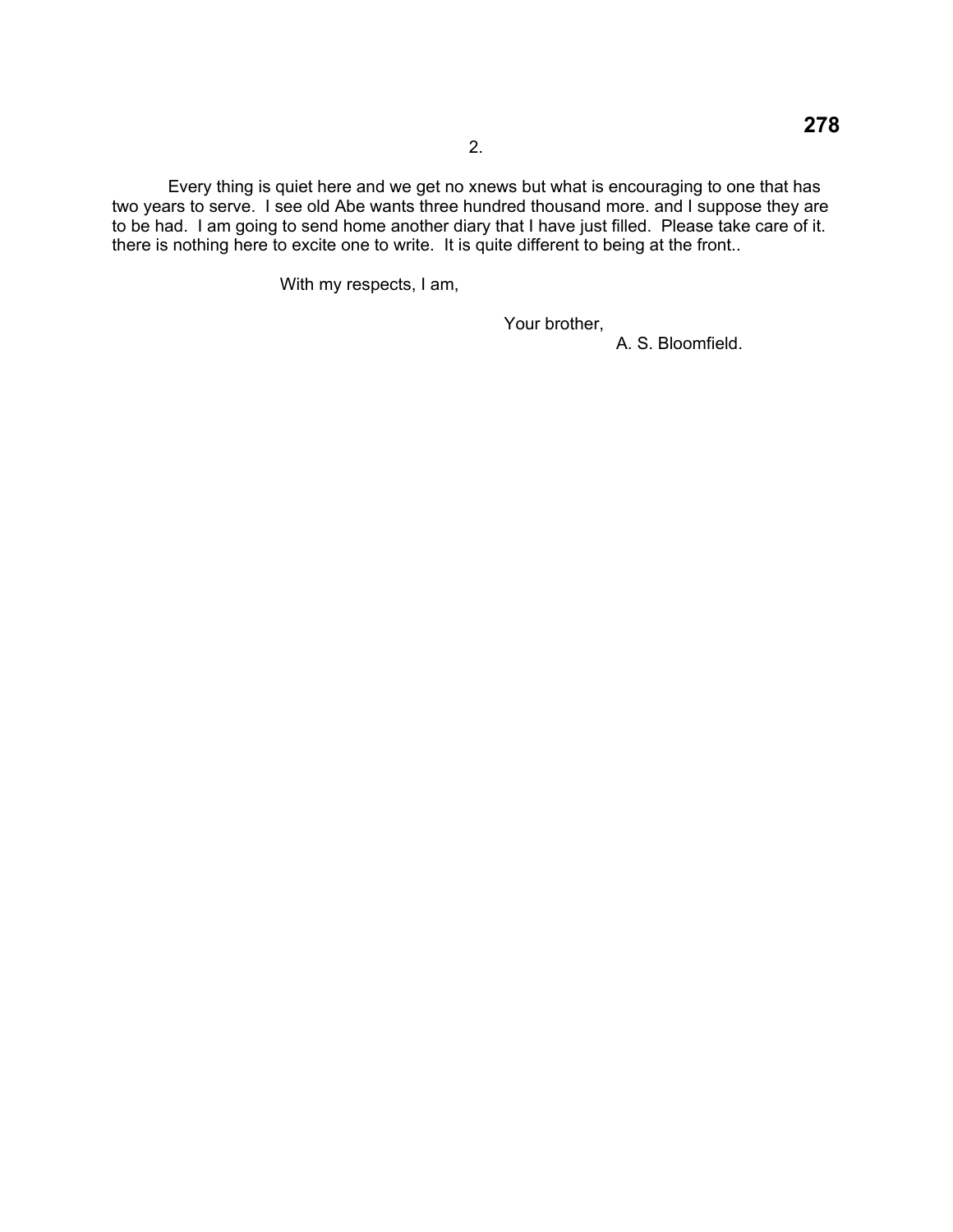Every thing is quiet here and we get no xnews but what is encouraging to one that has two years to serve. I see old Abe wants three hundred thousand more. and I suppose they are to be had. I am going to send home another diary that I have just filled. Please take care of it. there is nothing here to excite one to write. It is quite different to being at the front..

With my respects, I am,

Your brother,
A. S. Bloomfield.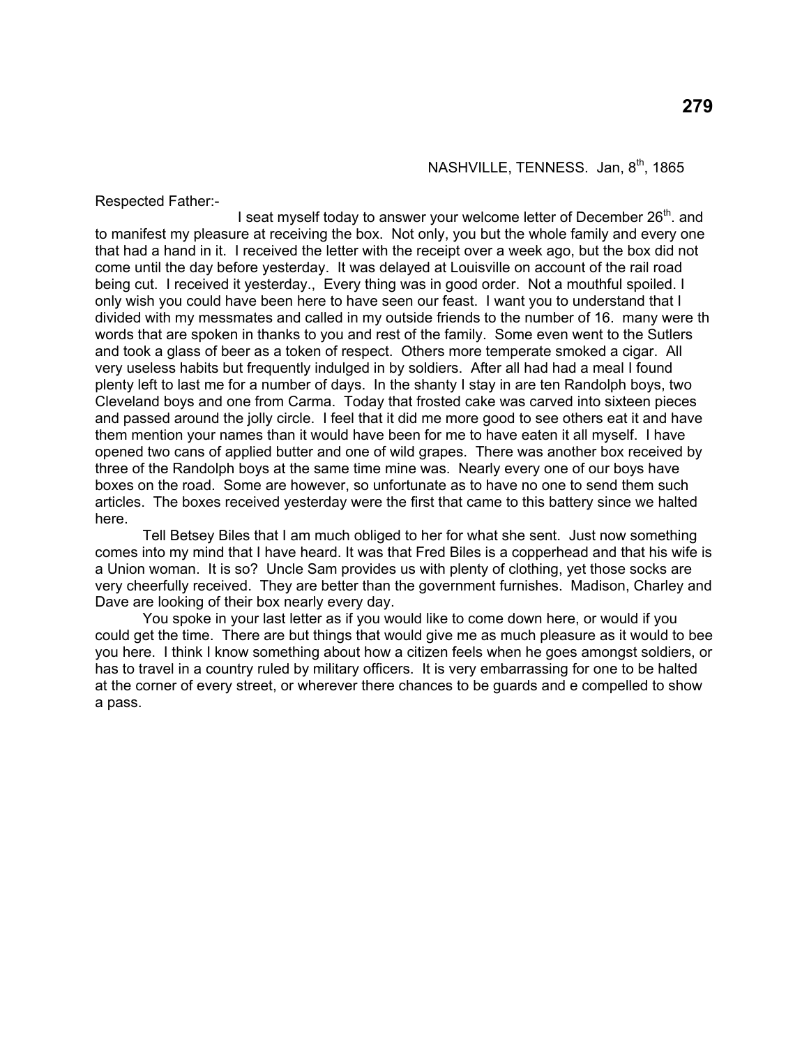NASHVILLE, TENNESS. Jan, 8th, 1865

Respected Father:-

I seat myself today to answer your welcome letter of December 26th. and to manifest my pleasure at receiving the box. Not only, you but the whole family and every one that had a hand in it. I received the letter with the receipt over a week ago, but the box did not come until the day before yesterday. It was delayed at Louisville on account of the rail road being cut. I received it yesterday., Every thing was in good order. Not a mouthful spoiled. I only wish you could have been here to have seen our feast. I want you to understand that I divided with my messmates and called in my outside friends to the number of 16. many were th words that are spoken in thanks to you and rest of the family. Some even went to the Sutlers and took a glass of beer as a token of respect. Others more temperate smoked a cigar. All very useless habits but frequently indulged in by soldiers. After all had had a meal I found plenty left to last me for a number of days. In the shanty I stay in are ten Randolph boys, two Cleveland boys and one from Carma. Today that frosted cake was carved into sixteen pieces and passed around the jolly circle. I feel that it did me more good to see others eat it and have them mention your names than it would have been for me to have eaten it all myself. I have opened two cans of applied butter and one of wild grapes. There was another box received by three of the Randolph boys at the same time mine was. Nearly every one of our boys have boxes on the road. Some are however, so unfortunate as to have no one to send them such articles. The boxes received yesterday were the first that came to this battery since we halted here.

Tell Betsey Biles that I am much obliged to her for what she sent. Just now something comes into my mind that I have heard. It was that Fred Biles is a copperhead and that his wife is a Union woman. It is so? Uncle Sam provides us with plenty of clothing, yet those socks are very cheerfully received. They are better than the government furnishes. Madison, Charley and Dave are looking of their box nearly every day.

You spoke in your last letter as if you would like to come down here, or would if you could get the time. There are but things that would give me as much pleasure as it would to bee you here. I think I know something about how a citizen feels when he goes amongst soldiers, or has to travel in a country ruled by military officers. It is very embarrassing for one to be halted at the corner of every street, or wherever there chances to be guards and e compelled to show a pass.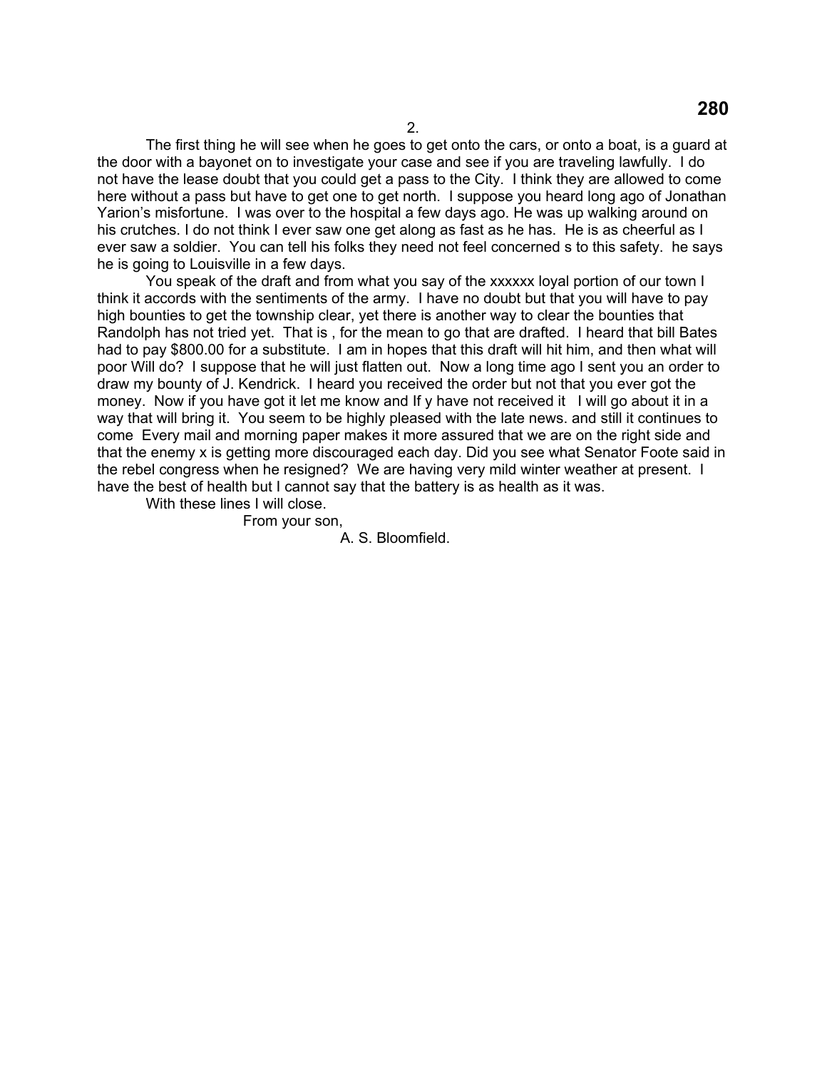2.

The first thing he will see when he goes to get onto the cars, or onto a boat, is a guard at the door with a bayonet on to investigate your case and see if you are traveling lawfully. I do not have the lease doubt that you could get a pass to the City. I think they are allowed to come here without a pass but have to get one to get north. I suppose you heard long ago of Jonathan Yarion's misfortune. I was over to the hospital a few days ago. He was up walking around on his crutches. I do not think I ever saw one get along as fast as he has. He is as cheerful as I ever saw a soldier. You can tell his folks they need not feel concerned s to this safety. he says he is going to Louisville in a few days.

You speak of the draft and from what you say of the xxxxxx loyal portion of our town I think it accords with the sentiments of the army. I have no doubt but that you will have to pay high bounties to get the township clear, yet there is another way to clear the bounties that Randolph has not tried yet. That is , for the mean to go that are drafted. I heard that bill Bates had to pay $800.00 for a substitute. I am in hopes that this draft will hit him, and then what will poor Will do? I suppose that he will just flatten out. Now a long time ago I sent you an order to draw my bounty of J. Kendrick. I heard you received the order but not that you ever got the money. Now if you have got it let me know and If y have not received it I will go about it in a way that will bring it. You seem to be highly pleased with the late news. and still it continues to come Every mail and morning paper makes it more assured that we are on the right side and that the enemy x is getting more discouraged each day. Did you see what Senator Foote said in the rebel congress when he resigned? We are having very mild winter weather at present. I have the best of health but I cannot say that the battery is as health as it was.

With these lines I will close.

From your son,

A. S. Bloomfield.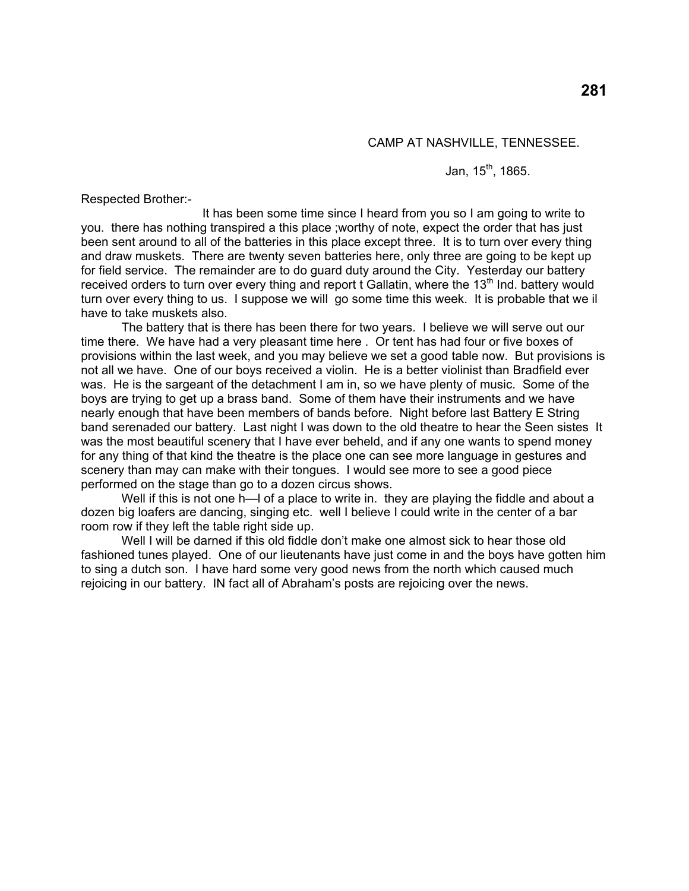CAMP AT NASHVILLE, TENNESSEE.

Jan, 15th, 1865.

Respected Brother:-

It has been some time since I heard from you so I am going to write to you. there has nothing transpired a this place ;worthy of note, expect the order that has just been sent around to all of the batteries in this place except three. It is to turn over every thing and draw muskets. There are twenty seven batteries here, only three are going to be kept up for field service. The remainder are to do guard duty around the City. Yesterday our battery received orders to turn over every thing and report t Gallatin, where the 13th Ind. battery would turn over every thing to us. I suppose we will go some time this week. It is probable that we il have to take muskets also.

The battery that is there has been there for two years. I believe we will serve out our time there. We have had a very pleasant time here . Or tent has had four or five boxes of provisions within the last week, and you may believe we set a good table now. But provisions is not all we have. One of our boys received a violin. He is a better violinist than Bradfield ever was. He is the sargeant of the detachment I am in, so we have plenty of music. Some of the boys are trying to get up a brass band. Some of them have their instruments and we have nearly enough that have been members of bands before. Night before last Battery E String band serenaded our battery. Last night I was down to the old theatre to hear the Seen sistes It was the most beautiful scenery that I have ever beheld, and if any one wants to spend money for any thing of that kind the theatre is the place one can see more language in gestures and scenery than may can make with their tongues. I would see more to see a good piece performed on the stage than go to a dozen circus shows.

Well if this is not one h—l of a place to write in. they are playing the fiddle and about a dozen big loafers are dancing, singing etc. well I believe I could write in the center of a bar room row if they left the table right side up.

Well I will be darned if this old fiddle don't make one almost sick to hear those old fashioned tunes played. One of our lieutenants have just come in and the boys have gotten him to sing a dutch son. I have hard some very good news from the north which caused much rejoicing in our battery. IN fact all of Abraham's posts are rejoicing over the news.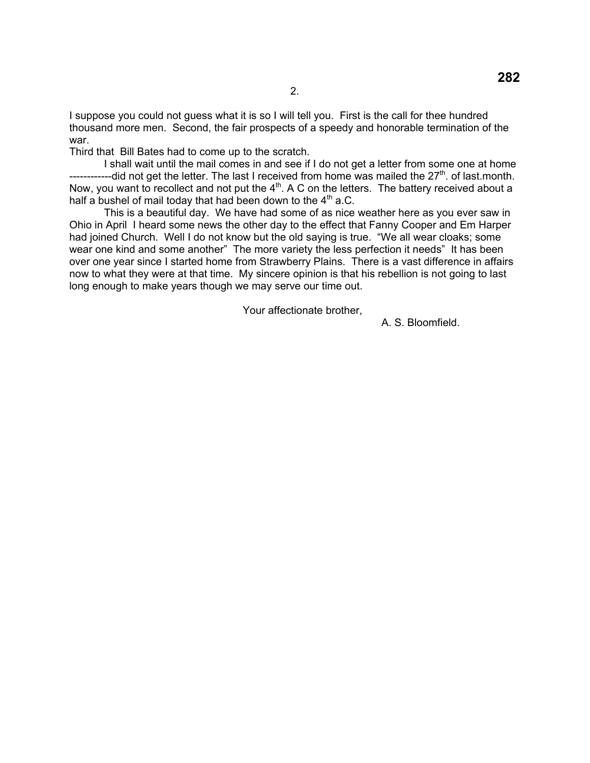2.

I suppose you could not guess what it is so I will tell you. First is the call for thee hundred thousand more men. Second, the fair prospects of a speedy and honorable termination of the war.

Third that Bill Bates had to come up to the scratch.

I shall wait until the mail comes in and see if I do not get a letter from some one at home ------------did not get the letter. The last I received from home was mailed the 27th. of last.month. Now, you want to recollect and not put the 4th. A C on the letters. The battery received about a half a bushel of mail today that had been down to the 4th a.C.

This is a beautiful day. We have had some of as nice weather here as you ever saw in Ohio in April I heard some news the other day to the effect that Fanny Cooper and Em Harper had joined Church. Well I do not know but the old saying is true. "We all wear cloaks; some wear one kind and some another" The more variety the less perfection it needs" It has been over one year since I started home from Strawberry Plains. There is a vast difference in affairs now to what they were at that time. My sincere opinion is that his rebellion is not going to last long enough to make years though we may serve our time out.

Your affectionate brother,

A. S. Bloomfield.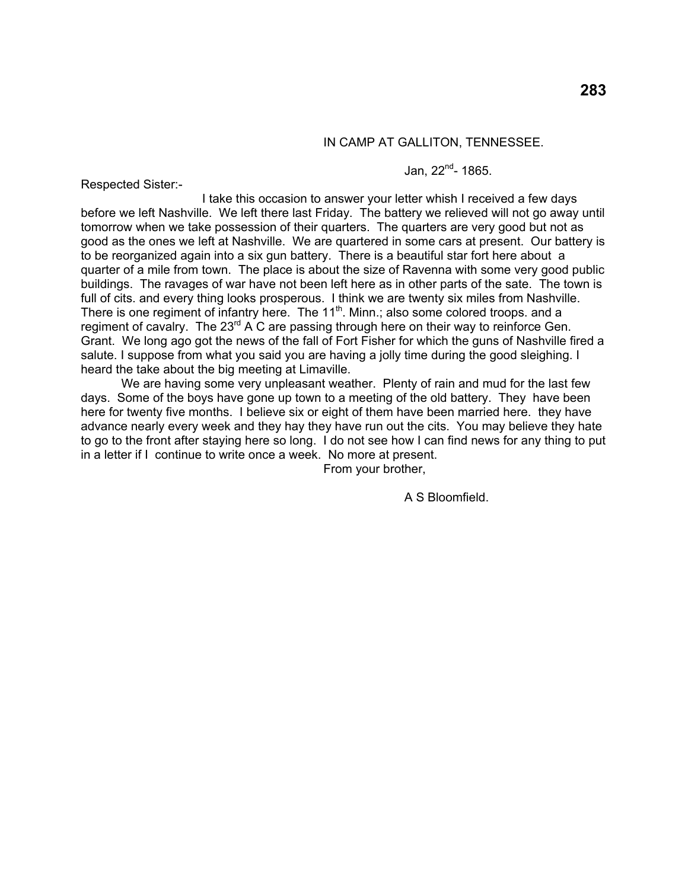IN CAMP AT GALLITON, TENNESSEE.

Jan, 22nd- 1865.

Respected Sister:-

I take this occasion to answer your letter whish I received a few days before we left Nashville. We left there last Friday. The battery we relieved will not go away until tomorrow when we take possession of their quarters. The quarters are very good but not as good as the ones we left at Nashville. We are quartered in some cars at present. Our battery is to be reorganized again into a six gun battery. There is a beautiful star fort here about a quarter of a mile from town. The place is about the size of Ravenna with some very good public buildings. The ravages of war have not been left here as in other parts of the sate. The town is full of cits. and every thing looks prosperous. I think we are twenty six miles from Nashville. There is one regiment of infantry here. The 11th. Minn.; also some colored troops. and a regiment of cavalry. The 23rd A C are passing through here on their way to reinforce Gen. Grant. We long ago got the news of the fall of Fort Fisher for which the guns of Nashville fired a salute. I suppose from what you said you are having a jolly time during the good sleighing. I heard the take about the big meeting at Limaville.

We are having some very unpleasant weather. Plenty of rain and mud for the last few days. Some of the boys have gone up town to a meeting of the old battery. They have been here for twenty five months. I believe six or eight of them have been married here. they have advance nearly every week and they hay they have run out the cits. You may believe they hate to go to the front after staying here so long. I do not see how I can find news for any thing to put in a letter if I continue to write once a week. No more at present.

From your brother,

A S Bloomfield.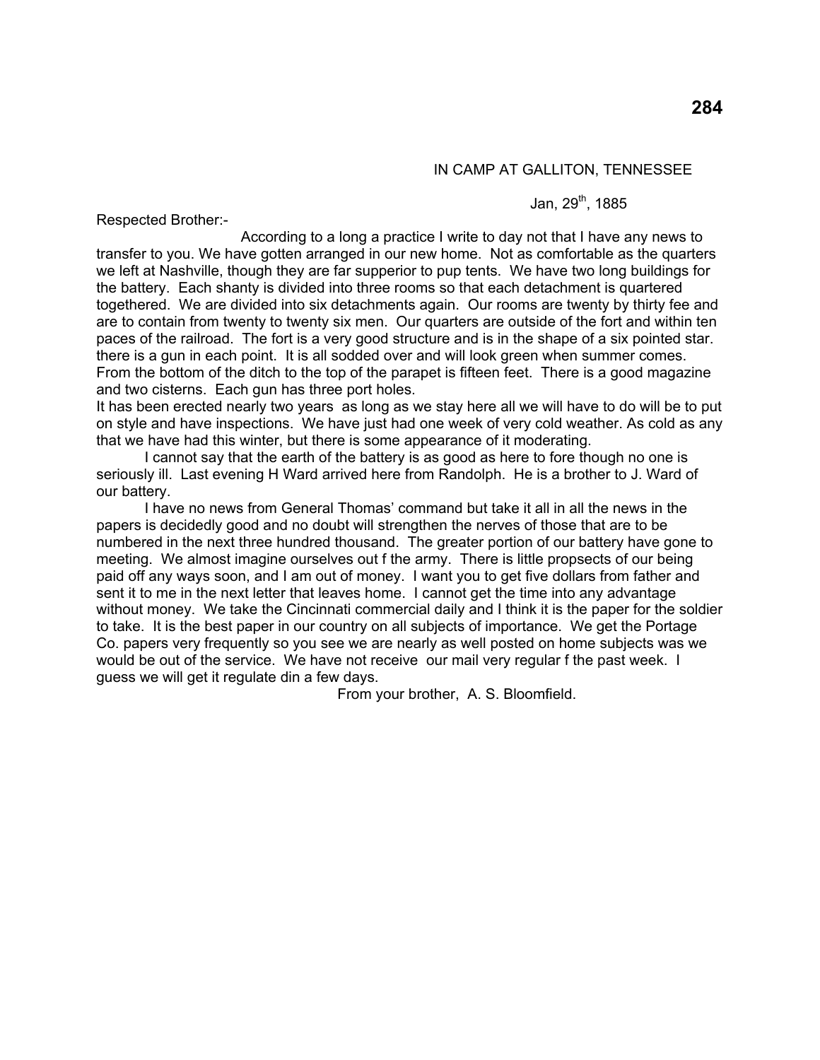IN CAMP AT GALLITON, TENNESSEE

Jan, 29th, 1885

Respected Brother:-

According to a long a practice I write to day not that I have any news to transfer to you. We have gotten arranged in our new home. Not as comfortable as the quarters we left at Nashville, though they are far supperior to pup tents. We have two long buildings for the battery. Each shanty is divided into three rooms so that each detachment is quartered togethered. We are divided into six detachments again. Our rooms are twenty by thirty fee and are to contain from twenty to twenty six men. Our quarters are outside of the fort and within ten paces of the railroad. The fort is a very good structure and is in the shape of a six pointed star. there is a gun in each point. It is all sodded over and will look green when summer comes. From the bottom of the ditch to the top of the parapet is fifteen feet. There is a good magazine and two cisterns. Each gun has three port holes.
It has been erected nearly two years as long as we stay here all we will have to do will be to put on style and have inspections. We have just had one week of very cold weather. As cold as any that we have had this winter, but there is some appearance of it moderating.

I cannot say that the earth of the battery is as good as here to fore though no one is seriously ill. Last evening H Ward arrived here from Randolph. He is a brother to J. Ward of our battery.

I have no news from General Thomas' command but take it all in all the news in the papers is decidedly good and no doubt will strengthen the nerves of those that are to be numbered in the next three hundred thousand. The greater portion of our battery have gone to meeting. We almost imagine ourselves out f the army. There is little propsects of our being paid off any ways soon, and I am out of money. I want you to get five dollars from father and sent it to me in the next letter that leaves home. I cannot get the time into any advantage without money. We take the Cincinnati commercial daily and I think it is the paper for the soldier to take. It is the best paper in our country on all subjects of importance. We get the Portage Co. papers very frequently so you see we are nearly as well posted on home subjects was we would be out of the service. We have not receive our mail very regular f the past week. I guess we will get it regulate din a few days.

From your brother, A. S. Bloomfield.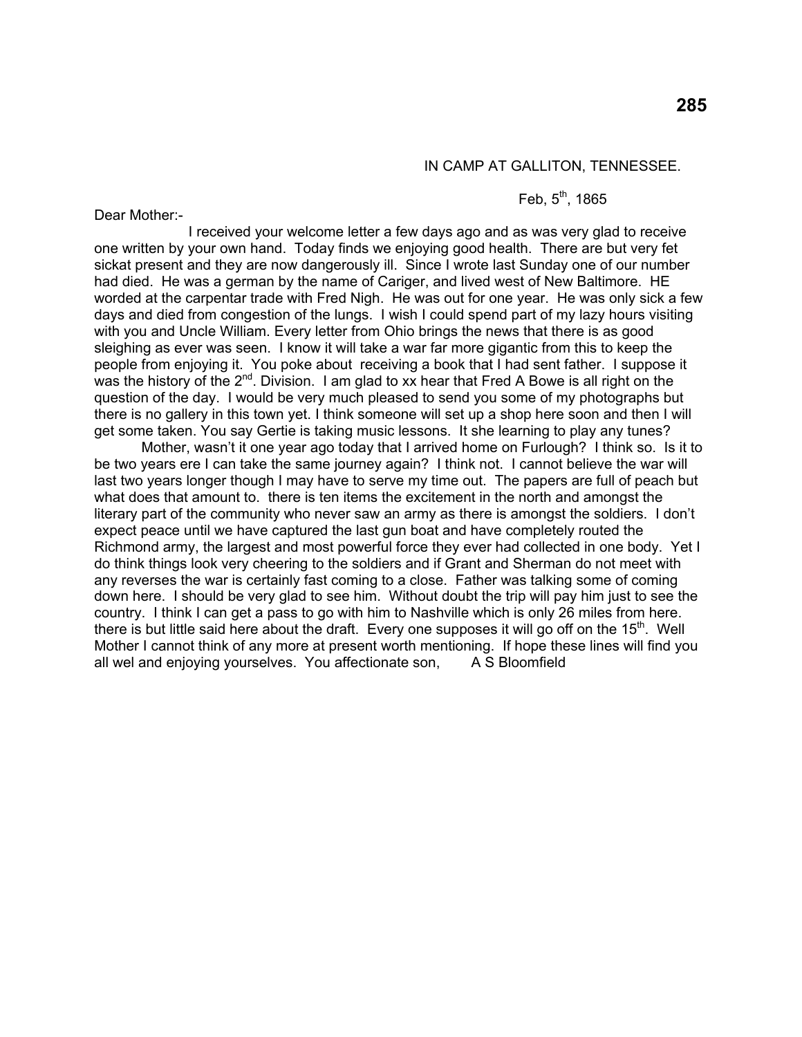IN CAMP AT GALLITON, TENNESSEE.

Feb, 5th, 1865

Dear Mother:-

I received your welcome letter a few days ago and as was very glad to receive one written by your own hand. Today finds we enjoying good health. There are but very fet sickat present and they are now dangerously ill. Since I wrote last Sunday one of our number had died. He was a german by the name of Cariger, and lived west of New Baltimore. HE worded at the carpentar trade with Fred Nigh. He was out for one year. He was only sick a few days and died from congestion of the lungs. I wish I could spend part of my lazy hours visiting with you and Uncle William. Every letter from Ohio brings the news that there is as good sleighing as ever was seen. I know it will take a war far more gigantic from this to keep the people from enjoying it. You poke about receiving a book that I had sent father. I suppose it was the history of the 2nd. Division. I am glad to xx hear that Fred A Bowe is all right on the question of the day. I would be very much pleased to send you some of my photographs but there is no gallery in this town yet. I think someone will set up a shop here soon and then I will get some taken. You say Gertie is taking music lessons. It she learning to play any tunes?

Mother, wasn't it one year ago today that I arrived home on Furlough? I think so. Is it to be two years ere I can take the same journey again? I think not. I cannot believe the war will last two years longer though I may have to serve my time out. The papers are full of peach but what does that amount to. there is ten items the excitement in the north and amongst the literary part of the community who never saw an army as there is amongst the soldiers. I don't expect peace until we have captured the last gun boat and have completely routed the Richmond army, the largest and most powerful force they ever had collected in one body. Yet I do think things look very cheering to the soldiers and if Grant and Sherman do not meet with any reverses the war is certainly fast coming to a close. Father was talking some of coming down here. I should be very glad to see him. Without doubt the trip will pay him just to see the country. I think I can get a pass to go with him to Nashville which is only 26 miles from here. there is but little said here about the draft. Every one supposes it will go off on the 15th. Well Mother I cannot think of any more at present worth mentioning. If hope these lines will find you all wel and enjoying yourselves. You affectionate son, A S Bloomfield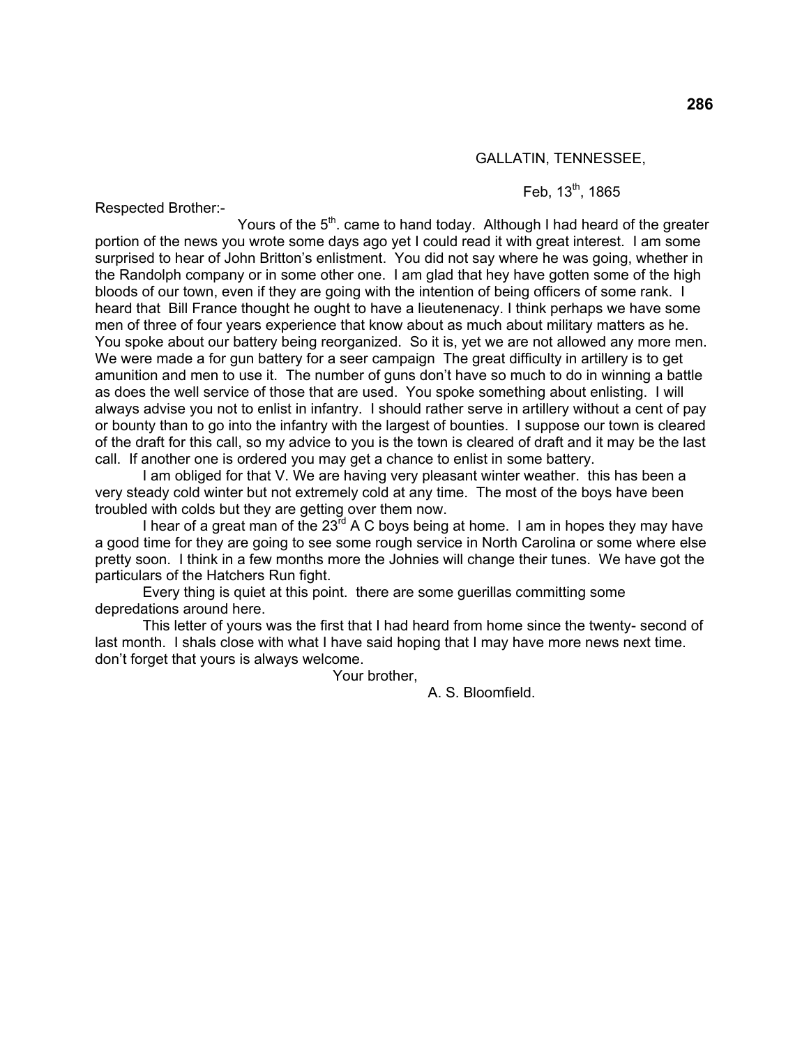GALLATIN, TENNESSEE,

Feb, 13th, 1865

Respected Brother:-

Yours of the 5th. came to hand today. Although I had heard of the greater portion of the news you wrote some days ago yet I could read it with great interest. I am some surprised to hear of John Britton's enlistment. You did not say where he was going, whether in the Randolph company or in some other one. I am glad that hey have gotten some of the high bloods of our town, even if they are going with the intention of being officers of some rank. I heard that Bill France thought he ought to have a lieutenenacy. I think perhaps we have some men of three of four years experience that know about as much about military matters as he. You spoke about our battery being reorganized. So it is, yet we are not allowed any more men. We were made a for gun battery for a seer campaign The great difficulty in artillery is to get amunition and men to use it. The number of guns don't have so much to do in winning a battle as does the well service of those that are used. You spoke something about enlisting. I will always advise you not to enlist in infantry. I should rather serve in artillery without a cent of pay or bounty than to go into the infantry with the largest of bounties. I suppose our town is cleared of the draft for this call, so my advice to you is the town is cleared of draft and it may be the last call. If another one is ordered you may get a chance to enlist in some battery.

I am obliged for that V. We are having very pleasant winter weather. this has been a very steady cold winter but not extremely cold at any time. The most of the boys have been troubled with colds but they are getting over them now.

I hear of a great man of the 23rd A C boys being at home. I am in hopes they may have a good time for they are going to see some rough service in North Carolina or some where else pretty soon. I think in a few months more the Johnies will change their tunes. We have got the particulars of the Hatchers Run fight.

Every thing is quiet at this point. there are some guerillas committing some depredations around here.

This letter of yours was the first that I had heard from home since the twenty- second of last month. I shals close with what I have said hoping that I may have more news next time. don't forget that yours is always welcome.

Your brother,

A. S. Bloomfield.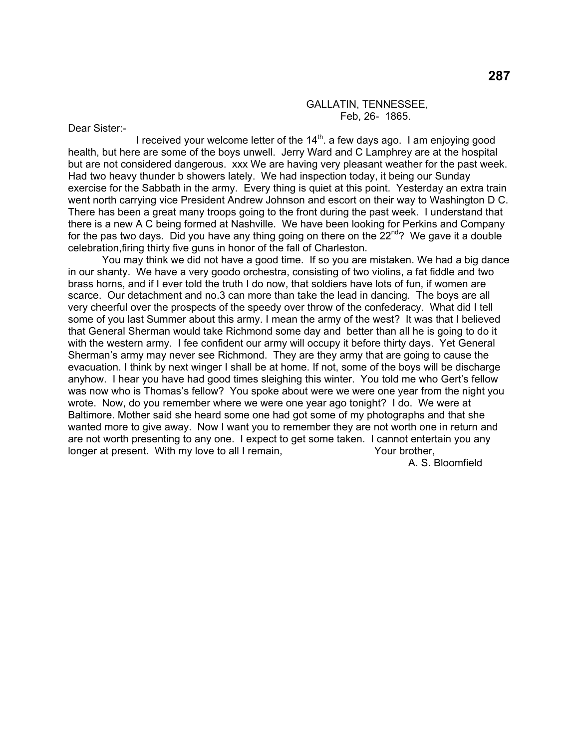GALLATIN, TENNESSEE,
Feb, 26- 1865.

Dear Sister:-

I received your welcome letter of the 14th. a few days ago. I am enjoying good health, but here are some of the boys unwell. Jerry Ward and C Lamphrey are at the hospital but are not considered dangerous. xxx We are having very pleasant weather for the past week. Had two heavy thunder b showers lately. We had inspection today, it being our Sunday exercise for the Sabbath in the army. Every thing is quiet at this point. Yesterday an extra train went north carrying vice President Andrew Johnson and escort on their way to Washington D C. There has been a great many troops going to the front during the past week. I understand that there is a new A C being formed at Nashville. We have been looking for Perkins and Company for the pas two days. Did you have any thing going on there on the 22nd? We gave it a double celebration,firing thirty five guns in honor of the fall of Charleston.

You may think we did not have a good time. If so you are mistaken. We had a big dance in our shanty. We have a very goodo orchestra, consisting of two violins, a fat fiddle and two brass horns, and if I ever told the truth I do now, that soldiers have lots of fun, if women are scarce. Our detachment and no.3 can more than take the lead in dancing. The boys are all very cheerful over the prospects of the speedy over throw of the confederacy. What did I tell some of you last Summer about this army. I mean the army of the west? It was that I believed that General Sherman would take Richmond some day and better than all he is going to do it with the western army. I fee confident our army will occupy it before thirty days. Yet General Sherman's army may never see Richmond. They are they army that are going to cause the evacuation. I think by next winger I shall be at home. If not, some of the boys will be discharge anyhow. I hear you have had good times sleighing this winter. You told me who Gert's fellow was now who is Thomas's fellow? You spoke about were we were one year from the night you wrote. Now, do you remember where we were one year ago tonight? I do. We were at Baltimore. Mother said she heard some one had got some of my photographs and that she wanted more to give away. Now I want you to remember they are not worth one in return and are not worth presenting to any one. I expect to get some taken. I cannot entertain you any longer at present. With my love to all I remain, Your brother,

A. S. Bloomfield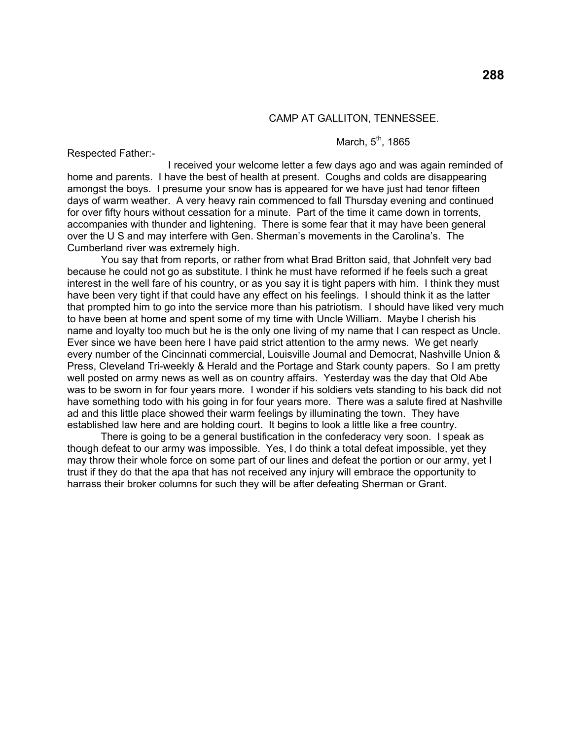CAMP AT GALLITON, TENNESSEE.

March, 5th, 1865

Respected Father:-

I received your welcome letter a few days ago and was again reminded of home and parents. I have the best of health at present. Coughs and colds are disappearing amongst the boys. I presume your snow has is appeared for we have just had tenor fifteen days of warm weather. A very heavy rain commenced to fall Thursday evening and continued for over fifty hours without cessation for a minute. Part of the time it came down in torrents, accompanies with thunder and lightening. There is some fear that it may have been general over the U S and may interfere with Gen. Sherman's movements in the Carolina's. The Cumberland river was extremely high.

You say that from reports, or rather from what Brad Britton said, that Johnfelt very bad because he could not go as substitute. I think he must have reformed if he feels such a great interest in the well fare of his country, or as you say it is tight papers with him. I think they must have been very tight if that could have any effect on his feelings. I should think it as the latter that prompted him to go into the service more than his patriotism. I should have liked very much to have been at home and spent some of my time with Uncle William. Maybe I cherish his name and loyalty too much but he is the only one living of my name that I can respect as Uncle. Ever since we have been here I have paid strict attention to the army news. We get nearly every number of the Cincinnati commercial, Louisville Journal and Democrat, Nashville Union & Press, Cleveland Tri-weekly & Herald and the Portage and Stark county papers. So I am pretty well posted on army news as well as on country affairs. Yesterday was the day that Old Abe was to be sworn in for four years more. I wonder if his soldiers vets standing to his back did not have something todo with his going in for four years more. There was a salute fired at Nashville ad and this little place showed their warm feelings by illuminating the town. They have established law here and are holding court. It begins to look a little like a free country.

There is going to be a general bustification in the confederacy very soon. I speak as though defeat to our army was impossible. Yes, I do think a total defeat impossible, yet they may throw their whole force on some part of our lines and defeat the portion or our army, yet I trust if they do that the apa that has not received any injury will embrace the opportunity to harrass their broker columns for such they will be after defeating Sherman or Grant.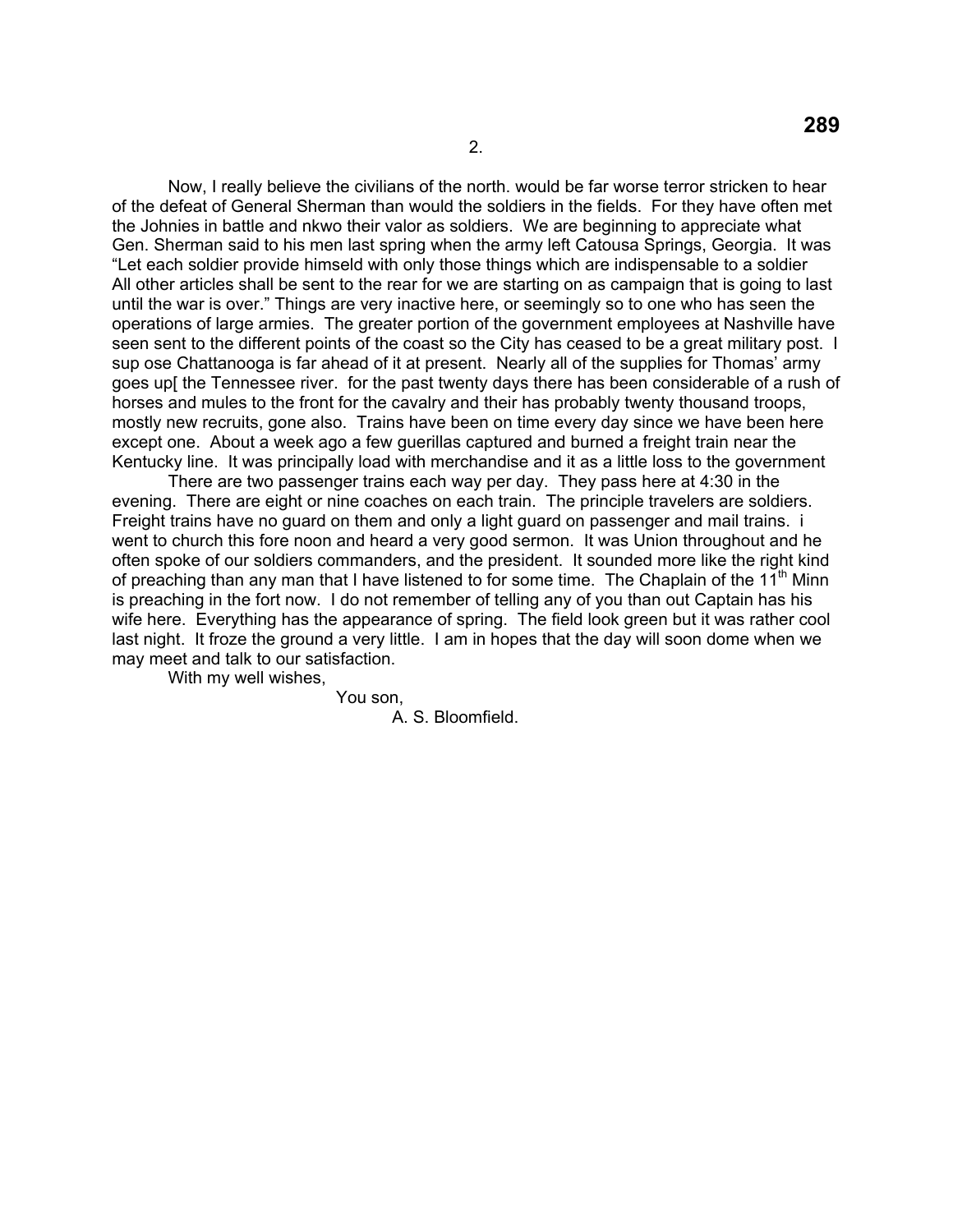2.

Now, I really believe the civilians of the north. would be far worse terror stricken to hear of the defeat of General Sherman than would the soldiers in the fields. For they have often met the Johnies in battle and nkwo their valor as soldiers. We are beginning to appreciate what Gen. Sherman said to his men last spring when the army left Catousa Springs, Georgia. It was "Let each soldier provide himseld with only those things which are indispensable to a soldier All other articles shall be sent to the rear for we are starting on as campaign that is going to last until the war is over." Things are very inactive here, or seemingly so to one who has seen the operations of large armies. The greater portion of the government employees at Nashville have seen sent to the different points of the coast so the City has ceased to be a great military post. I sup ose Chattanooga is far ahead of it at present. Nearly all of the supplies for Thomas' army goes up[ the Tennessee river. for the past twenty days there has been considerable of a rush of horses and mules to the front for the cavalry and their has probably twenty thousand troops, mostly new recruits, gone also. Trains have been on time every day since we have been here except one. About a week ago a few guerillas captured and burned a freight train near the Kentucky line. It was principally load with merchandise and it as a little loss to the government

There are two passenger trains each way per day. They pass here at 4:30 in the evening. There are eight or nine coaches on each train. The principle travelers are soldiers. Freight trains have no guard on them and only a light guard on passenger and mail trains. i went to church this fore noon and heard a very good sermon. It was Union throughout and he often spoke of our soldiers commanders, and the president. It sounded more like the right kind of preaching than any man that I have listened to for some time. The Chaplain of the 11th Minn is preaching in the fort now. I do not remember of telling any of you than out Captain has his wife here. Everything has the appearance of spring. The field look green but it was rather cool last night. It froze the ground a very little. I am in hopes that the day will soon dome when we may meet and talk to our satisfaction.

With my well wishes,

You son,

A. S. Bloomfield.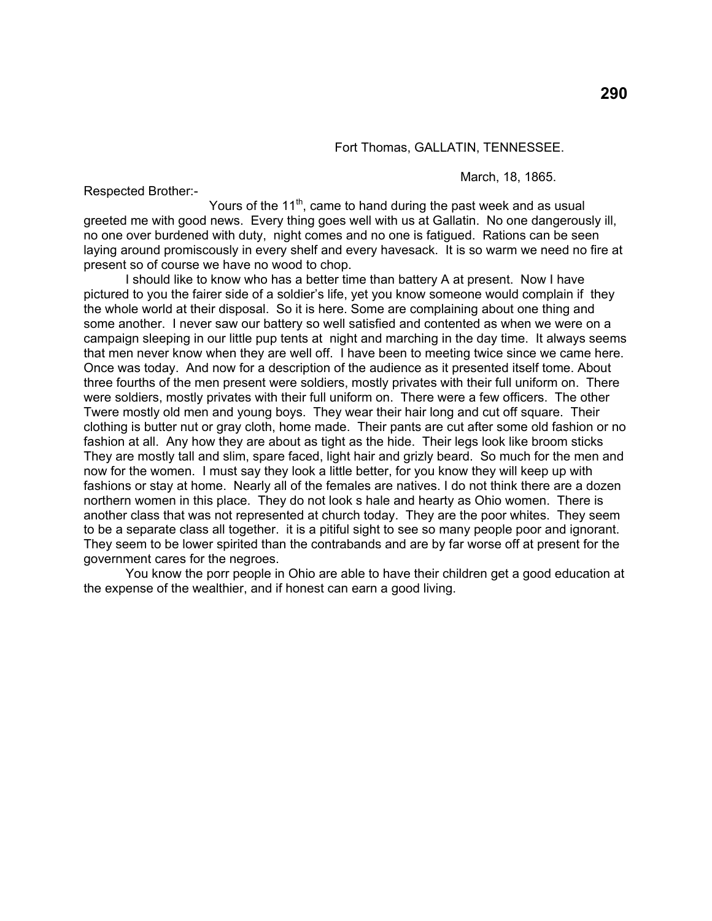Fort Thomas, GALLATIN, TENNESSEE.

March, 18, 1865.

Respected Brother:-

Yours of the 11th, came to hand during the past week and as usual greeted me with good news. Every thing goes well with us at Gallatin. No one dangerously ill, no one over burdened with duty, night comes and no one is fatigued. Rations can be seen laying around promiscously in every shelf and every havesack. It is so warm we need no fire at present so of course we have no wood to chop.

I should like to know who has a better time than battery A at present. Now I have pictured to you the fairer side of a soldier's life, yet you know someone would complain if they the whole world at their disposal. So it is here. Some are complaining about one thing and some another. I never saw our battery so well satisfied and contented as when we were on a campaign sleeping in our little pup tents at night and marching in the day time. It always seems that men never know when they are well off. I have been to meeting twice since we came here. Once was today. And now for a description of the audience as it presented itself tome. About three fourths of the men present were soldiers, mostly privates with their full uniform on. There were soldiers, mostly privates with their full uniform on. There were a few officers. The other Twere mostly old men and young boys. They wear their hair long and cut off square. Their clothing is butter nut or gray cloth, home made. Their pants are cut after some old fashion or no fashion at all. Any how they are about as tight as the hide. Their legs look like broom sticks They are mostly tall and slim, spare faced, light hair and grizly beard. So much for the men and now for the women. I must say they look a little better, for you know they will keep up with fashions or stay at home. Nearly all of the females are natives. I do not think there are a dozen northern women in this place. They do not look s hale and hearty as Ohio women. There is another class that was not represented at church today. They are the poor whites. They seem to be a separate class all together. it is a pitiful sight to see so many people poor and ignorant. They seem to be lower spirited than the contrabands and are by far worse off at present for the government cares for the negroes.

You know the porr people in Ohio are able to have their children get a good education at the expense of the wealthier, and if honest can earn a good living.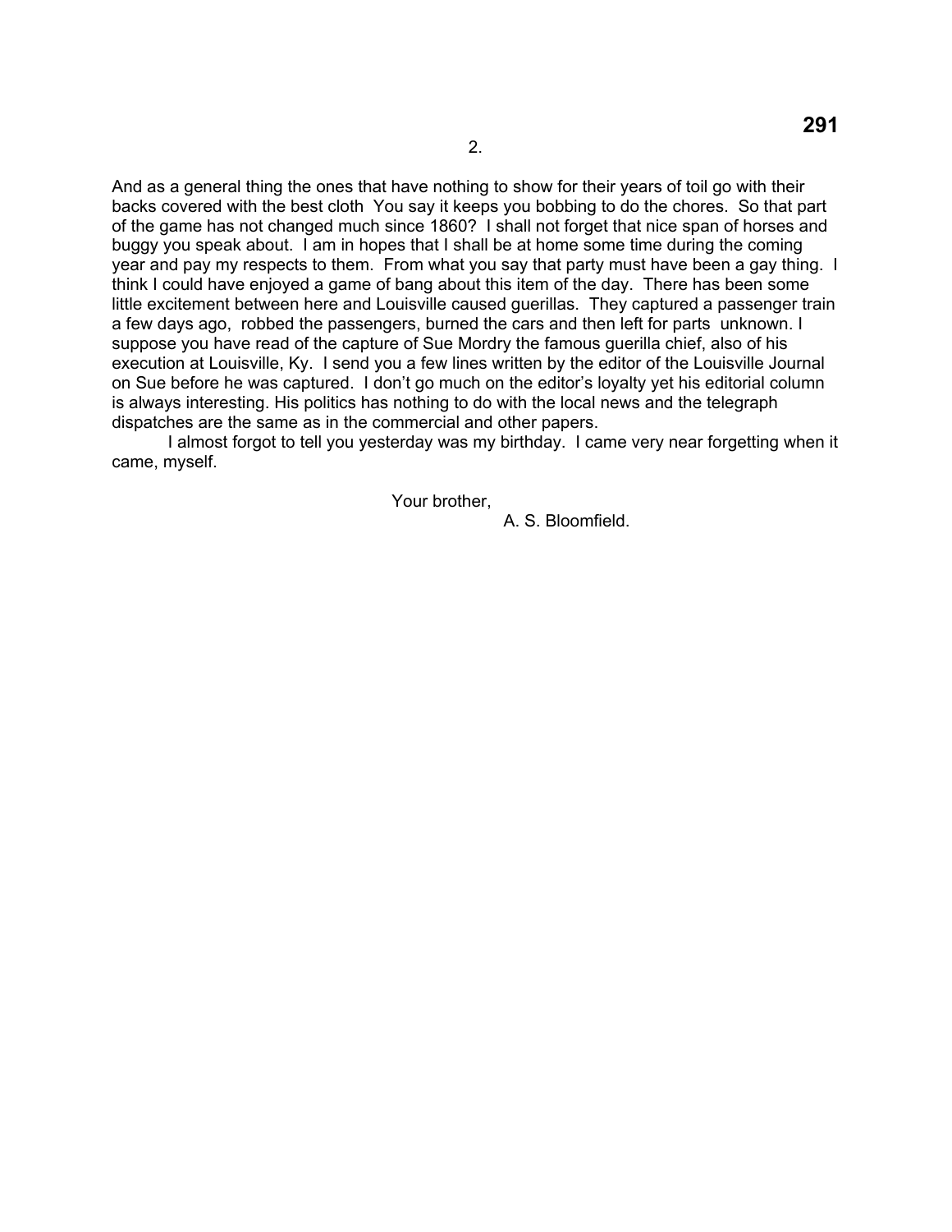And as a general thing the ones that have nothing to show for their years of toil go with their backs covered with the best cloth  You say it keeps you bobbing to do the chores.  So that part of the game has not changed much since 1860?  I shall not forget that nice span of horses and buggy you speak about.  I am in hopes that I shall be at home some time during the coming year and pay my respects to them.  From what you say that party must have been a gay thing.  I think I could have enjoyed a game of bang about this item of the day.  There has been some little excitement between here and Louisville caused guerillas.  They captured a passenger train a few days ago,  robbed the passengers, burned the cars and then left for parts  unknown. I suppose you have read of the capture of Sue Mordry the famous guerilla chief, also of his execution at Louisville, Ky.  I send you a few lines written by the editor of the Louisville Journal on Sue before he was captured.  I don't go much on the editor's loyalty yet his editorial column is always interesting. His politics has nothing to do with the local news and the telegraph dispatches are the same as in the commercial and other papers.

I almost forgot to tell you yesterday was my birthday.  I came very near forgetting when it came, myself.

Your brother,

A. S. Bloomfield.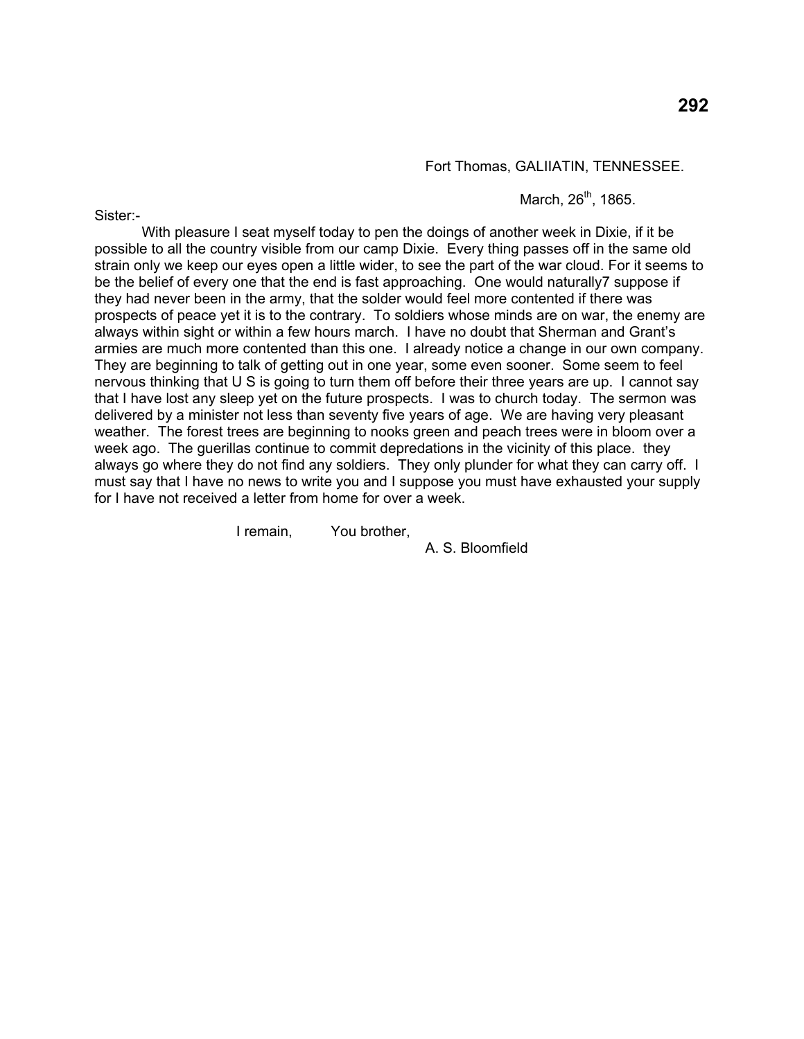Fort Thomas, GALIIATIN, TENNESSEE.

March, 26th, 1865.

Sister:-

With pleasure I seat myself today to pen the doings of another week in Dixie, if it be possible to all the country visible from our camp Dixie. Every thing passes off in the same old strain only we keep our eyes open a little wider, to see the part of the war cloud. For it seems to be the belief of every one that the end is fast approaching. One would naturally7 suppose if they had never been in the army, that the solder would feel more contented if there was prospects of peace yet it is to the contrary. To soldiers whose minds are on war, the enemy are always within sight or within a few hours march. I have no doubt that Sherman and Grant's armies are much more contented than this one. I already notice a change in our own company. They are beginning to talk of getting out in one year, some even sooner. Some seem to feel nervous thinking that U S is going to turn them off before their three years are up. I cannot say that I have lost any sleep yet on the future prospects. I was to church today. The sermon was delivered by a minister not less than seventy five years of age. We are having very pleasant weather. The forest trees are beginning to nooks green and peach trees were in bloom over a week ago. The guerillas continue to commit depredations in the vicinity of this place. they always go where they do not find any soldiers. They only plunder for what they can carry off. I must say that I have no news to write you and I suppose you must have exhausted your supply for I have not received a letter from home for over a week.

I remain, You brother,

A. S. Bloomfield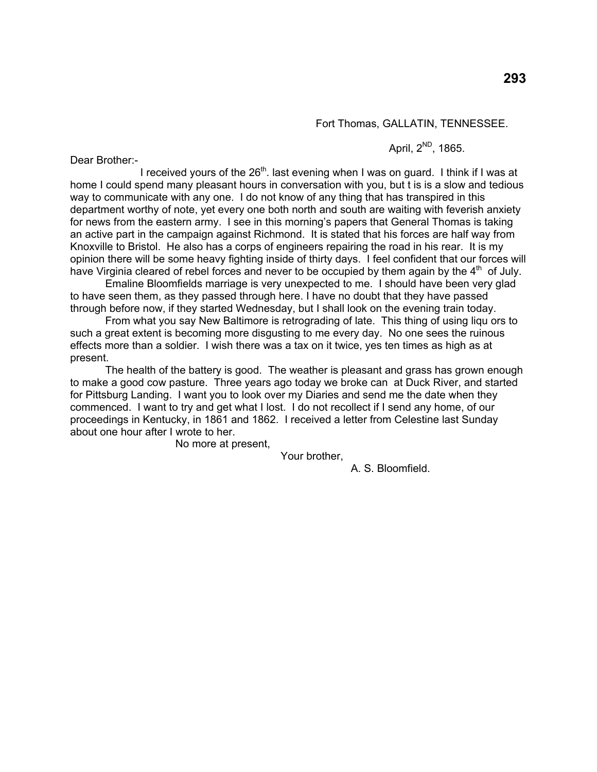Fort Thomas, GALLATIN, TENNESSEE.

April, 2ND, 1865.

Dear Brother:-

I received yours of the 26th. last evening when I was on guard. I think if I was at home I could spend many pleasant hours in conversation with you, but t is is a slow and tedious way to communicate with any one. I do not know of any thing that has transpired in this department worthy of note, yet every one both north and south are waiting with feverish anxiety for news from the eastern army. I see in this morning's papers that General Thomas is taking an active part in the campaign against Richmond. It is stated that his forces are half way from Knoxville to Bristol. He also has a corps of engineers repairing the road in his rear. It is my opinion there will be some heavy fighting inside of thirty days. I feel confident that our forces will have Virginia cleared of rebel forces and never to be occupied by them again by the 4th of July.

Emaline Bloomfields marriage is very unexpected to me. I should have been very glad to have seen them, as they passed through here. I have no doubt that they have passed through before now, if they started Wednesday, but I shall look on the evening train today.

From what you say New Baltimore is retrograding of late. This thing of using liqu ors to such a great extent is becoming more disgusting to me every day. No one sees the ruinous effects more than a soldier. I wish there was a tax on it twice, yes ten times as high as at present.

The health of the battery is good. The weather is pleasant and grass has grown enough to make a good cow pasture. Three years ago today we broke can at Duck River, and started for Pittsburg Landing. I want you to look over my Diaries and send me the date when they commenced. I want to try and get what I lost. I do not recollect if I send any home, of our proceedings in Kentucky, in 1861 and 1862. I received a letter from Celestine last Sunday about one hour after I wrote to her.

No more at present,

Your brother,

A. S. Bloomfield.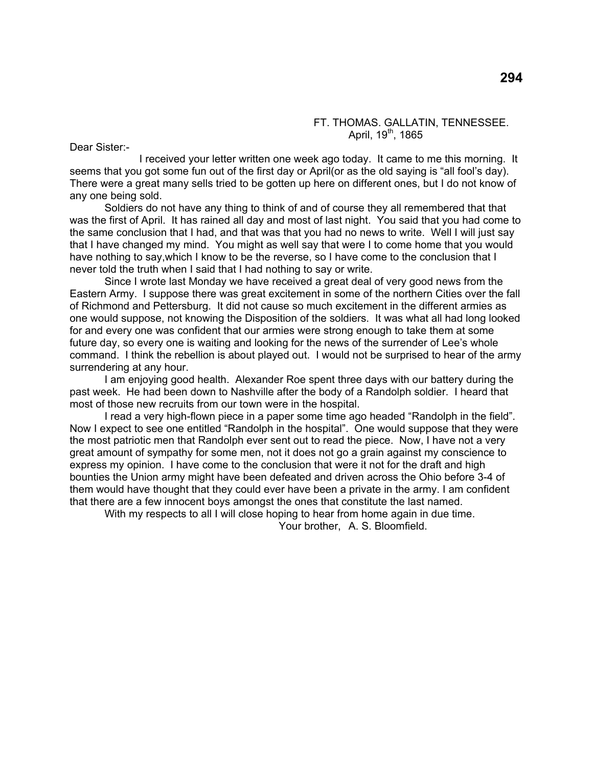FT. THOMAS. GALLATIN, TENNESSEE.
April, 19th, 1865

Dear Sister:-

I received your letter written one week ago today. It came to me this morning. It seems that you got some fun out of the first day or April(or as the old saying is "all fool's day). There were a great many sells tried to be gotten up here on different ones, but I do not know of any one being sold.

Soldiers do not have any thing to think of and of course they all remembered that that was the first of April. It has rained all day and most of last night. You said that you had come to the same conclusion that I had, and that was that you had no news to write. Well I will just say that I have changed my mind. You might as well say that were I to come home that you would have nothing to say,which I know to be the reverse, so I have come to the conclusion that I never told the truth when I said that I had nothing to say or write.

Since I wrote last Monday we have received a great deal of very good news from the Eastern Army. I suppose there was great excitement in some of the northern Cities over the fall of Richmond and Pettersburg. It did not cause so much excitement in the different armies as one would suppose, not knowing the Disposition of the soldiers. It was what all had long looked for and every one was confident that our armies were strong enough to take them at some future day, so every one is waiting and looking for the news of the surrender of Lee's whole command. I think the rebellion is about played out. I would not be surprised to hear of the army surrendering at any hour.

I am enjoying good health. Alexander Roe spent three days with our battery during the past week. He had been down to Nashville after the body of a Randolph soldier. I heard that most of those new recruits from our town were in the hospital.

I read a very high-flown piece in a paper some time ago headed "Randolph in the field". Now I expect to see one entitled "Randolph in the hospital". One would suppose that they were the most patriotic men that Randolph ever sent out to read the piece. Now, I have not a very great amount of sympathy for some men, not it does not go a grain against my conscience to express my opinion. I have come to the conclusion that were it not for the draft and high bounties the Union army might have been defeated and driven across the Ohio before 3-4 of them would have thought that they could ever have been a private in the army. I am confident that there are a few innocent boys amongst the ones that constitute the last named.

With my respects to all I will close hoping to hear from home again in due time.

Your brother, A. S. Bloomfield.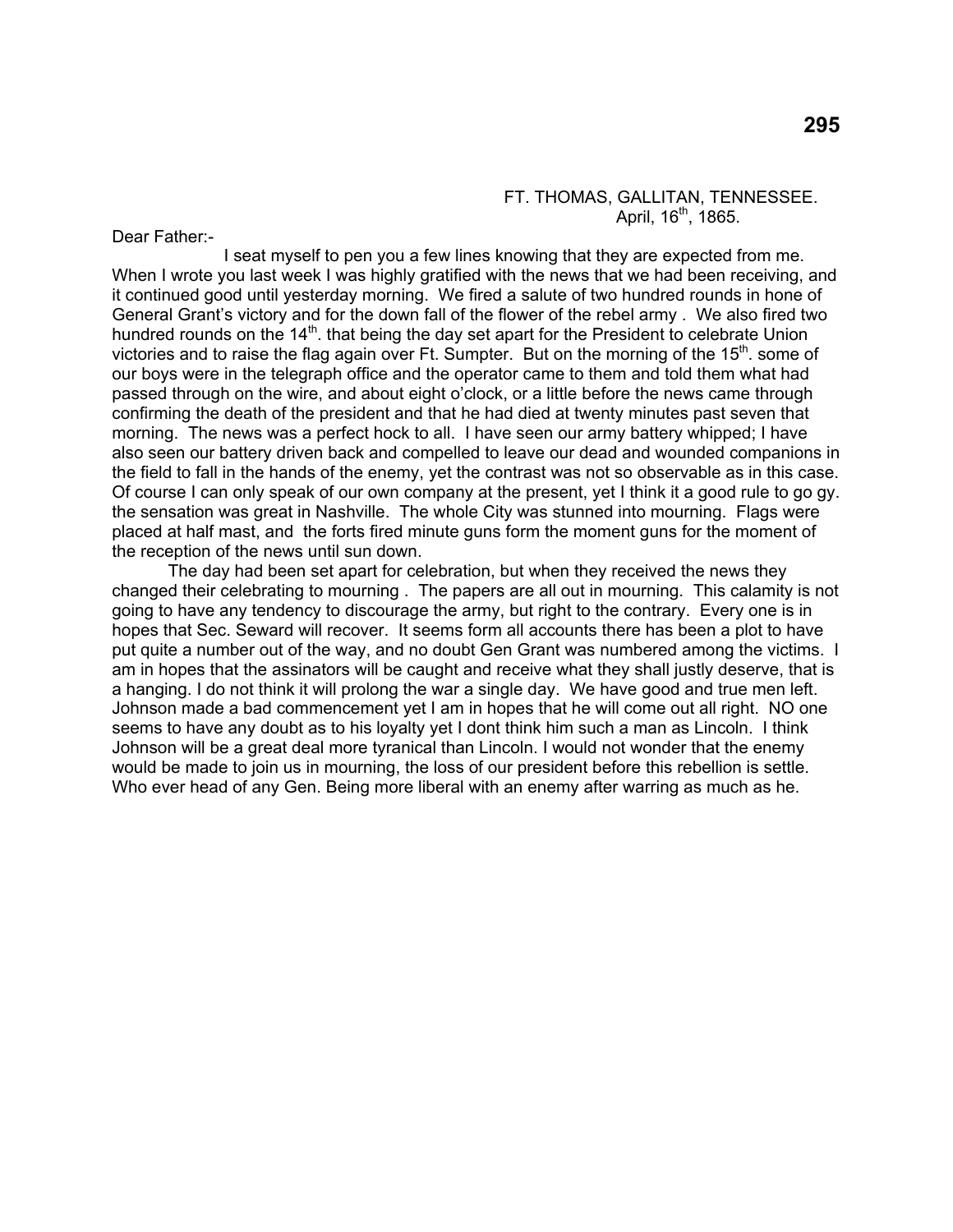FT. THOMAS, GALLITAN, TENNESSEE.
April, 16th, 1865.

Dear Father:-

I seat myself to pen you a few lines knowing that they are expected from me. When I wrote you last week I was highly gratified with the news that we had been receiving, and it continued good until yesterday morning. We fired a salute of two hundred rounds in hone of General Grant's victory and for the down fall of the flower of the rebel army . We also fired two hundred rounds on the 14th. that being the day set apart for the President to celebrate Union victories and to raise the flag again over Ft. Sumpter. But on the morning of the 15th. some of our boys were in the telegraph office and the operator came to them and told them what had passed through on the wire, and about eight o'clock, or a little before the news came through confirming the death of the president and that he had died at twenty minutes past seven that morning. The news was a perfect hock to all. I have seen our army battery whipped; I have also seen our battery driven back and compelled to leave our dead and wounded companions in the field to fall in the hands of the enemy, yet the contrast was not so observable as in this case. Of course I can only speak of our own company at the present, yet I think it a good rule to go gy. the sensation was great in Nashville. The whole City was stunned into mourning. Flags were placed at half mast, and the forts fired minute guns form the moment guns for the moment of the reception of the news until sun down.

The day had been set apart for celebration, but when they received the news they changed their celebrating to mourning . The papers are all out in mourning. This calamity is not going to have any tendency to discourage the army, but right to the contrary. Every one is in hopes that Sec. Seward will recover. It seems form all accounts there has been a plot to have put quite a number out of the way, and no doubt Gen Grant was numbered among the victims. I am in hopes that the assinators will be caught and receive what they shall justly deserve, that is a hanging. I do not think it will prolong the war a single day. We have good and true men left. Johnson made a bad commencement yet I am in hopes that he will come out all right. NO one seems to have any doubt as to his loyalty yet I dont think him such a man as Lincoln. I think Johnson will be a great deal more tyranical than Lincoln. I would not wonder that the enemy would be made to join us in mourning, the loss of our president before this rebellion is settle. Who ever head of any Gen. Being more liberal with an enemy after warring as much as he.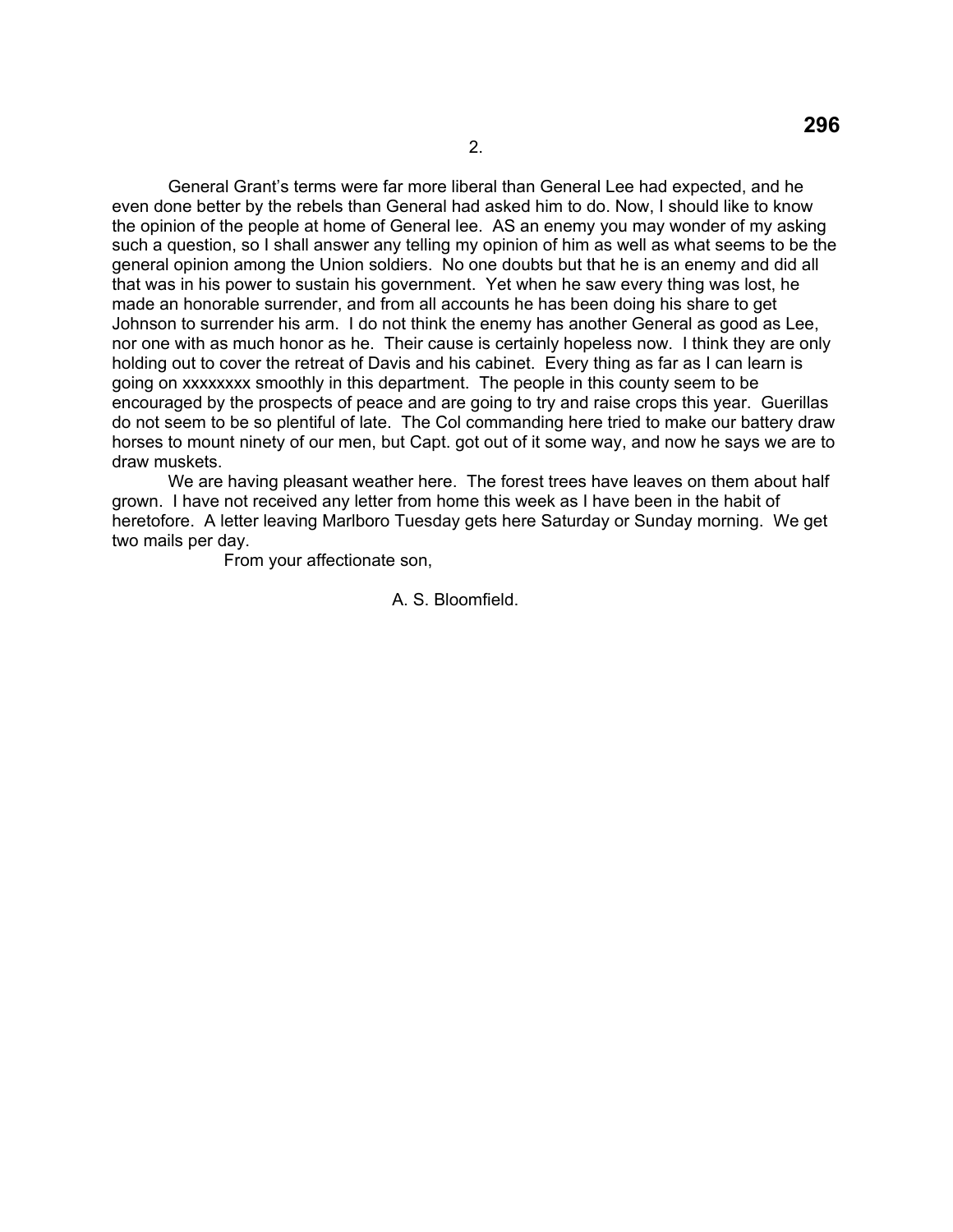General Grant's terms were far more liberal than General Lee had expected, and he even done better by the rebels than General had asked him to do. Now, I should like to know the opinion of the people at home of General lee. AS an enemy you may wonder of my asking such a question, so I shall answer any telling my opinion of him as well as what seems to be the general opinion among the Union soldiers. No one doubts but that he is an enemy and did all that was in his power to sustain his government. Yet when he saw every thing was lost, he made an honorable surrender, and from all accounts he has been doing his share to get Johnson to surrender his arm. I do not think the enemy has another General as good as Lee, nor one with as much honor as he. Their cause is certainly hopeless now. I think they are only holding out to cover the retreat of Davis and his cabinet. Every thing as far as I can learn is going on xxxxxxxx smoothly in this department. The people in this county seem to be encouraged by the prospects of peace and are going to try and raise crops this year. Guerillas do not seem to be so plentiful of late. The Col commanding here tried to make our battery draw horses to mount ninety of our men, but Capt. got out of it some way, and now he says we are to draw muskets.

We are having pleasant weather here. The forest trees have leaves on them about half grown. I have not received any letter from home this week as I have been in the habit of heretofore. A letter leaving Marlboro Tuesday gets here Saturday or Sunday morning. We get two mails per day.

From your affectionate son,

A. S. Bloomfield.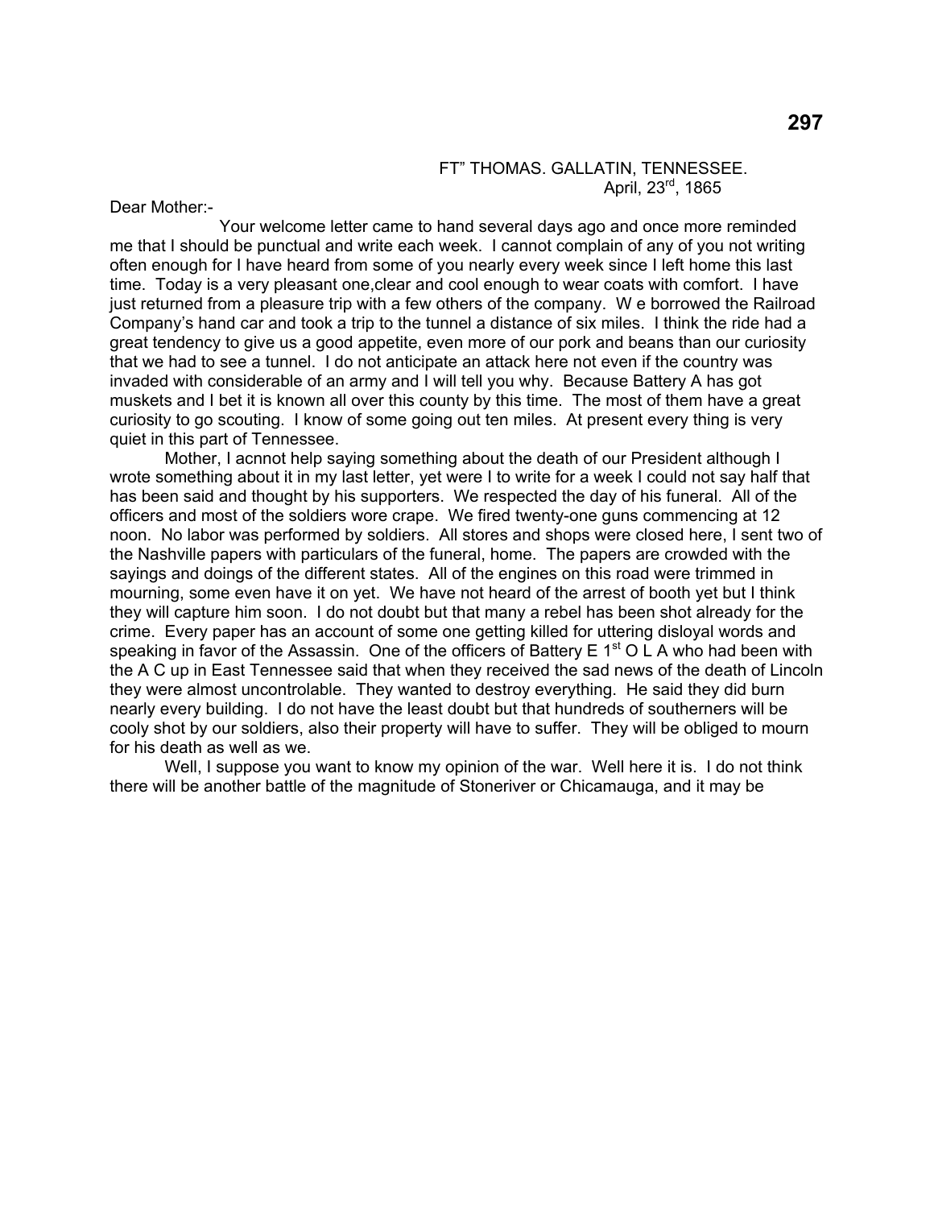FT" THOMAS. GALLATIN, TENNESSEE.
April, 23rd, 1865

Dear Mother:-

Your welcome letter came to hand several days ago and once more reminded me that I should be punctual and write each week. I cannot complain of any of you not writing often enough for I have heard from some of you nearly every week since I left home this last time. Today is a very pleasant one,clear and cool enough to wear coats with comfort. I have just returned from a pleasure trip with a few others of the company. W e borrowed the Railroad Company's hand car and took a trip to the tunnel a distance of six miles. I think the ride had a great tendency to give us a good appetite, even more of our pork and beans than our curiosity that we had to see a tunnel. I do not anticipate an attack here not even if the country was invaded with considerable of an army and I will tell you why. Because Battery A has got muskets and I bet it is known all over this county by this time. The most of them have a great curiosity to go scouting. I know of some going out ten miles. At present every thing is very quiet in this part of Tennessee.

Mother, I acnnot help saying something about the death of our President although I wrote something about it in my last letter, yet were I to write for a week I could not say half that has been said and thought by his supporters. We respected the day of his funeral. All of the officers and most of the soldiers wore crape. We fired twenty-one guns commencing at 12 noon. No labor was performed by soldiers. All stores and shops were closed here, I sent two of the Nashville papers with particulars of the funeral, home. The papers are crowded with the sayings and doings of the different states. All of the engines on this road were trimmed in mourning, some even have it on yet. We have not heard of the arrest of booth yet but I think they will capture him soon. I do not doubt but that many a rebel has been shot already for the crime. Every paper has an account of some one getting killed for uttering disloyal words and speaking in favor of the Assassin. One of the officers of Battery E 1st O L A who had been with the A C up in East Tennessee said that when they received the sad news of the death of Lincoln they were almost uncontrolable. They wanted to destroy everything. He said they did burn nearly every building. I do not have the least doubt but that hundreds of southerners will be cooly shot by our soldiers, also their property will have to suffer. They will be obliged to mourn for his death as well as we.

Well, I suppose you want to know my opinion of the war. Well here it is. I do not think there will be another battle of the magnitude of Stoneriver or Chicamauga, and it may be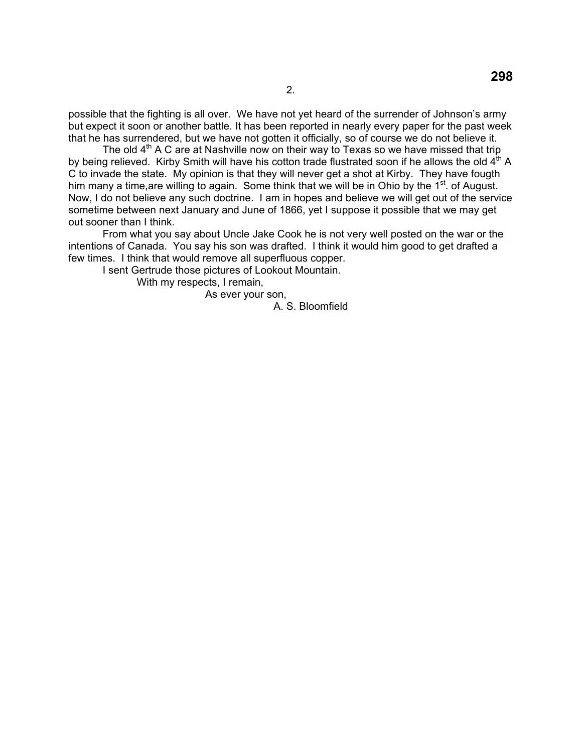possible that the fighting is all over. We have not yet heard of the surrender of Johnson's army but expect it soon or another battle. It has been reported in nearly every paper for the past week that he has surrendered, but we have not gotten it officially, so of course we do not believe it.

The old 4th A C are at Nashville now on their way to Texas so we have missed that trip by being relieved. Kirby Smith will have his cotton trade flustrated soon if he allows the old 4th A C to invade the state. My opinion is that they will never get a shot at Kirby. They have fougth him many a time,are willing to again. Some think that we will be in Ohio by the 1st. of August. Now, I do not believe any such doctrine. I am in hopes and believe we will get out of the service sometime between next January and June of 1866, yet I suppose it possible that we may get out sooner than I think.

From what you say about Uncle Jake Cook he is not very well posted on the war or the intentions of Canada. You say his son was drafted. I think it would him good to get drafted a few times. I think that would remove all superfluous copper.

I sent Gertrude those pictures of Lookout Mountain.

With my respects, I remain,

As ever your son,

A. S. Bloomfield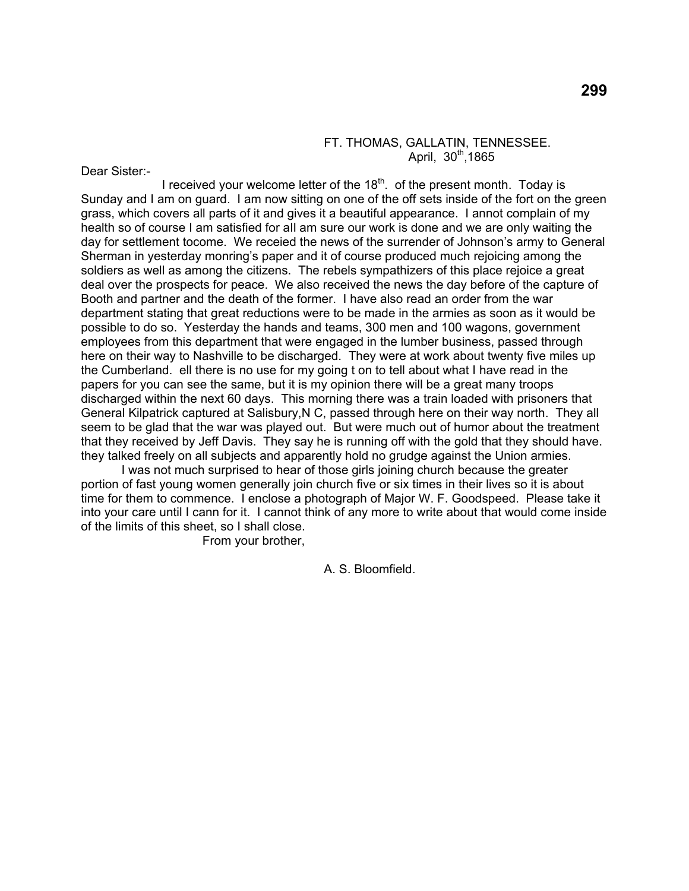FT. THOMAS, GALLATIN, TENNESSEE.
April, 30th,1865

Dear Sister:-

I received your welcome letter of the 18th. of the present month. Today is Sunday and I am on guard. I am now sitting on one of the off sets inside of the fort on the green grass, which covers all parts of it and gives it a beautiful appearance. I annot complain of my health so of course I am satisfied for all am sure our work is done and we are only waiting the day for settlement tocome. We receied the news of the surrender of Johnson's army to General Sherman in yesterday monring's paper and it of course produced much rejoicing among the soldiers as well as among the citizens. The rebels sympathizers of this place rejoice a great deal over the prospects for peace. We also received the news the day before of the capture of Booth and partner and the death of the former. I have also read an order from the war department stating that great reductions were to be made in the armies as soon as it would be possible to do so. Yesterday the hands and teams, 300 men and 100 wagons, government employees from this department that were engaged in the lumber business, passed through here on their way to Nashville to be discharged. They were at work about twenty five miles up the Cumberland. ell there is no use for my going t on to tell about what I have read in the papers for you can see the same, but it is my opinion there will be a great many troops discharged within the next 60 days. This morning there was a train loaded with prisoners that General Kilpatrick captured at Salisbury,N C, passed through here on their way north. They all seem to be glad that the war was played out. But were much out of humor about the treatment that they received by Jeff Davis. They say he is running off with the gold that they should have. they talked freely on all subjects and apparently hold no grudge against the Union armies.

I was not much surprised to hear of those girls joining church because the greater portion of fast young women generally join church five or six times in their lives so it is about time for them to commence. I enclose a photograph of Major W. F. Goodspeed. Please take it into your care until I cann for it. I cannot think of any more to write about that would come inside of the limits of this sheet, so I shall close.

From your brother,

A. S. Bloomfield.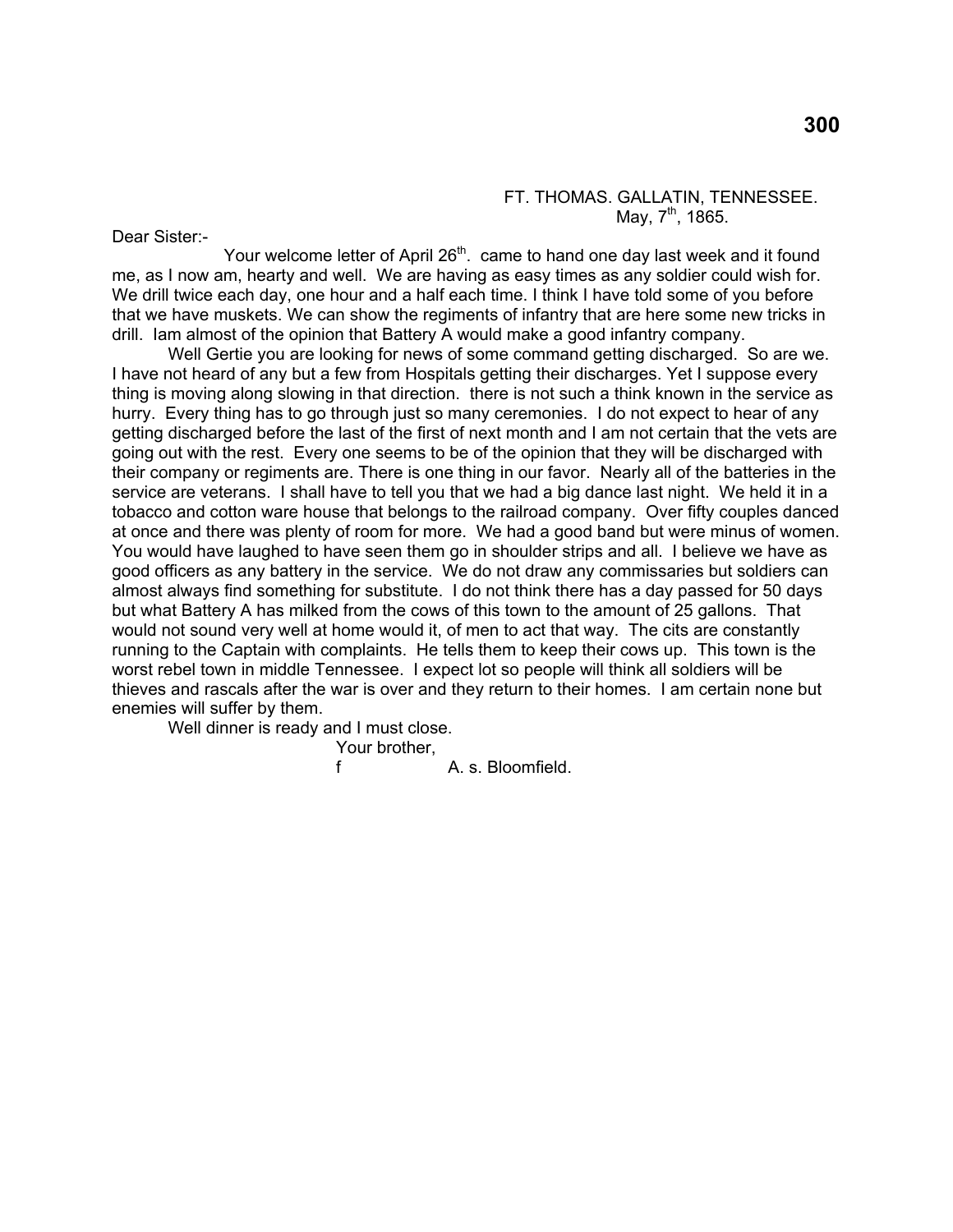FT. THOMAS. GALLATIN, TENNESSEE.
May, 7th, 1865.

Dear Sister:-

Your welcome letter of April 26th. came to hand one day last week and it found me, as I now am, hearty and well. We are having as easy times as any soldier could wish for. We drill twice each day, one hour and a half each time. I think I have told some of you before that we have muskets. We can show the regiments of infantry that are here some new tricks in drill. Iam almost of the opinion that Battery A would make a good infantry company.

Well Gertie you are looking for news of some command getting discharged. So are we. I have not heard of any but a few from Hospitals getting their discharges. Yet I suppose every thing is moving along slowing in that direction. there is not such a think known in the service as hurry. Every thing has to go through just so many ceremonies. I do not expect to hear of any getting discharged before the last of the first of next month and I am not certain that the vets are going out with the rest. Every one seems to be of the opinion that they will be discharged with their company or regiments are. There is one thing in our favor. Nearly all of the batteries in the service are veterans. I shall have to tell you that we had a big dance last night. We held it in a tobacco and cotton ware house that belongs to the railroad company. Over fifty couples danced at once and there was plenty of room for more. We had a good band but were minus of women. You would have laughed to have seen them go in shoulder strips and all. I believe we have as good officers as any battery in the service. We do not draw any commissaries but soldiers can almost always find something for substitute. I do not think there has a day passed for 50 days but what Battery A has milked from the cows of this town to the amount of 25 gallons. That would not sound very well at home would it, of men to act that way. The cits are constantly running to the Captain with complaints. He tells them to keep their cows up. This town is the worst rebel town in middle Tennessee. I expect lot so people will think all soldiers will be thieves and rascals after the war is over and they return to their homes. I am certain none but enemies will suffer by them.

Well dinner is ready and I must close.

Your brother,
f A. s. Bloomfield.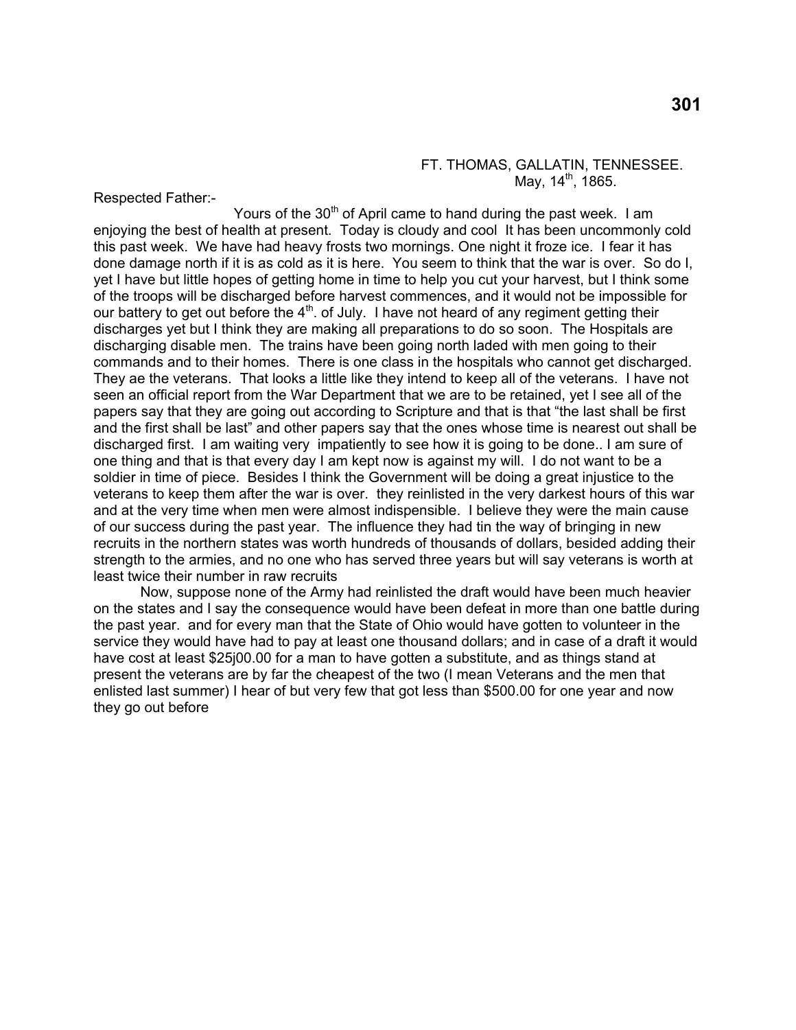FT. THOMAS, GALLATIN, TENNESSEE.
May, 14th, 1865.

Respected Father:-

Yours of the 30th of April came to hand during the past week. I am enjoying the best of health at present. Today is cloudy and cool It has been uncommonly cold this past week. We have had heavy frosts two mornings. One night it froze ice. I fear it has done damage north if it is as cold as it is here. You seem to think that the war is over. So do I, yet I have but little hopes of getting home in time to help you cut your harvest, but I think some of the troops will be discharged before harvest commences, and it would not be impossible for our battery to get out before the 4th. of July. I have not heard of any regiment getting their discharges yet but I think they are making all preparations to do so soon. The Hospitals are discharging disable men. The trains have been going north laded with men going to their commands and to their homes. There is one class in the hospitals who cannot get discharged. They ae the veterans. That looks a little like they intend to keep all of the veterans. I have not seen an official report from the War Department that we are to be retained, yet I see all of the papers say that they are going out according to Scripture and that is that "the last shall be first and the first shall be last" and other papers say that the ones whose time is nearest out shall be discharged first. I am waiting very impatiently to see how it is going to be done.. I am sure of one thing and that is that every day I am kept now is against my will. I do not want to be a soldier in time of piece. Besides I think the Government will be doing a great injustice to the veterans to keep them after the war is over. they reinlisted in the very darkest hours of this war and at the very time when men were almost indispensible. I believe they were the main cause of our success during the past year. The influence they had tin the way of bringing in new recruits in the northern states was worth hundreds of thousands of dollars, besided adding their strength to the armies, and no one who has served three years but will say veterans is worth at least twice their number in raw recruits

Now, suppose none of the Army had reinlisted the draft would have been much heavier on the states and I say the consequence would have been defeat in more than one battle during the past year. and for every man that the State of Ohio would have gotten to volunteer in the service they would have had to pay at least one thousand dollars; and in case of a draft it would have cost at least $25j00.00 for a man to have gotten a substitute, and as things stand at present the veterans are by far the cheapest of the two (I mean Veterans and the men that enlisted last summer) I hear of but very few that got less than $500.00 for one year and now they go out before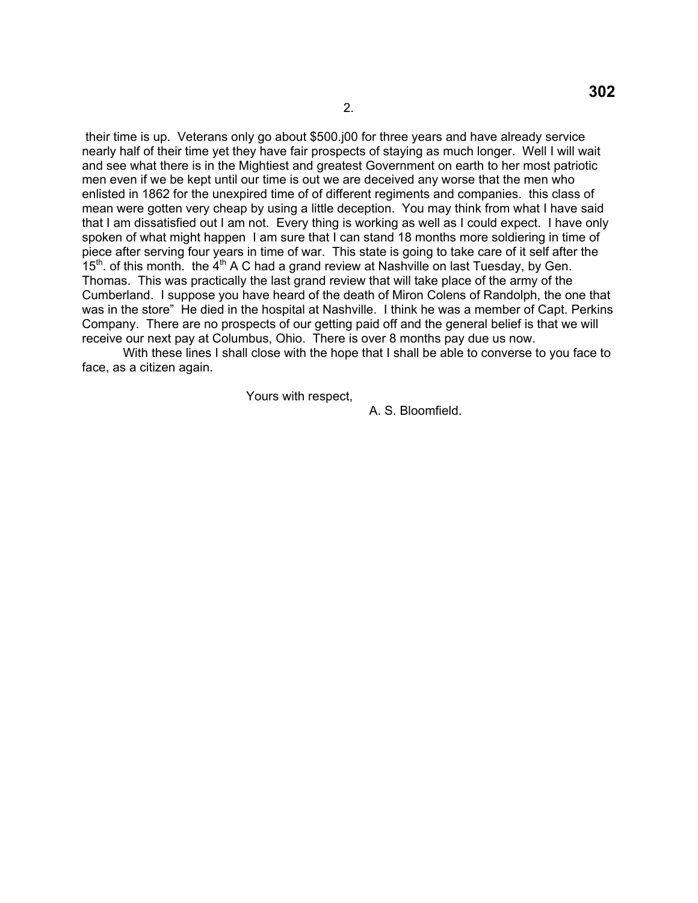their time is up. Veterans only go about $500.j00 for three years and have already service nearly half of their time yet they have fair prospects of staying as much longer. Well I will wait and see what there is in the Mightiest and greatest Government on earth to her most patriotic men even if we be kept until our time is out we are deceived any worse that the men who enlisted in 1862 for the unexpired time of of different regiments and companies. this class of mean were gotten very cheap by using a little deception. You may think from what I have said that I am dissatisfied out I am not. Every thing is working as well as I could expect. I have only spoken of what might happen I am sure that I can stand 18 months more soldiering in time of piece after serving four years in time of war. This state is going to take care of it self after the 15th. of this month. the 4th A C had a grand review at Nashville on last Tuesday, by Gen. Thomas. This was practically the last grand review that will take place of the army of the Cumberland. I suppose you have heard of the death of Miron Colens of Randolph, the one that was in the store" He died in the hospital at Nashville. I think he was a member of Capt. Perkins Company. There are no prospects of our getting paid off and the general belief is that we will receive our next pay at Columbus, Ohio. There is over 8 months pay due us now.

With these lines I shall close with the hope that I shall be able to converse to you face to face, as a citizen again.

Yours with respect,

A. S. Bloomfield.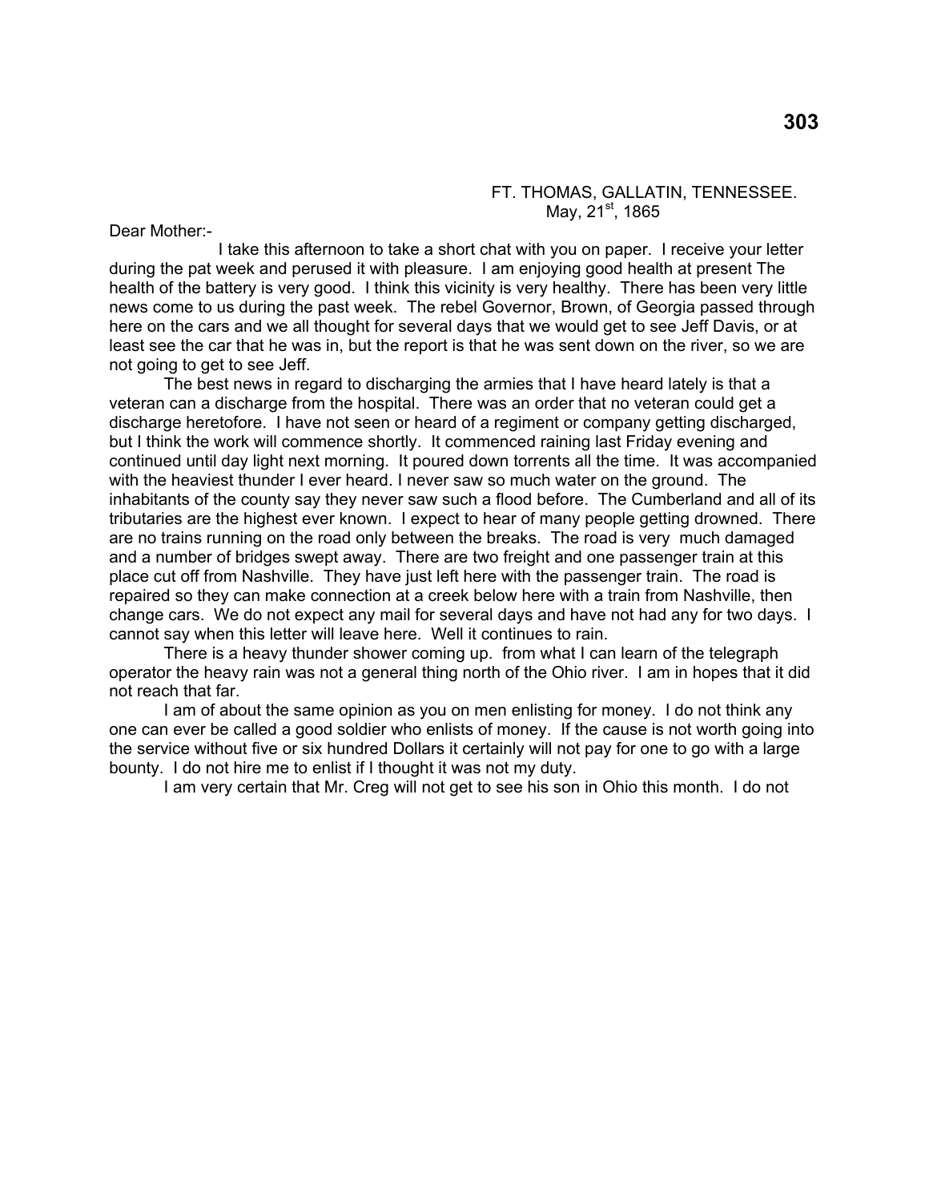FT. THOMAS, GALLATIN, TENNESSEE.
May, 21st, 1865

Dear Mother:-

I take this afternoon to take a short chat with you on paper. I receive your letter during the pat week and perused it with pleasure. I am enjoying good health at present The health of the battery is very good. I think this vicinity is very healthy. There has been very little news come to us during the past week. The rebel Governor, Brown, of Georgia passed through here on the cars and we all thought for several days that we would get to see Jeff Davis, or at least see the car that he was in, but the report is that he was sent down on the river, so we are not going to get to see Jeff.

The best news in regard to discharging the armies that I have heard lately is that a veteran can a discharge from the hospital. There was an order that no veteran could get a discharge heretofore. I have not seen or heard of a regiment or company getting discharged, but I think the work will commence shortly. It commenced raining last Friday evening and continued until day light next morning. It poured down torrents all the time. It was accompanied with the heaviest thunder I ever heard. I never saw so much water on the ground. The inhabitants of the county say they never saw such a flood before. The Cumberland and all of its tributaries are the highest ever known. I expect to hear of many people getting drowned. There are no trains running on the road only between the breaks. The road is very much damaged and a number of bridges swept away. There are two freight and one passenger train at this place cut off from Nashville. They have just left here with the passenger train. The road is repaired so they can make connection at a creek below here with a train from Nashville, then change cars. We do not expect any mail for several days and have not had any for two days. I cannot say when this letter will leave here. Well it continues to rain.

There is a heavy thunder shower coming up. from what I can learn of the telegraph operator the heavy rain was not a general thing north of the Ohio river. I am in hopes that it did not reach that far.

I am of about the same opinion as you on men enlisting for money. I do not think any one can ever be called a good soldier who enlists of money. If the cause is not worth going into the service without five or six hundred Dollars it certainly will not pay for one to go with a large bounty. I do not hire me to enlist if I thought it was not my duty.

I am very certain that Mr. Creg will not get to see his son in Ohio this month. I do not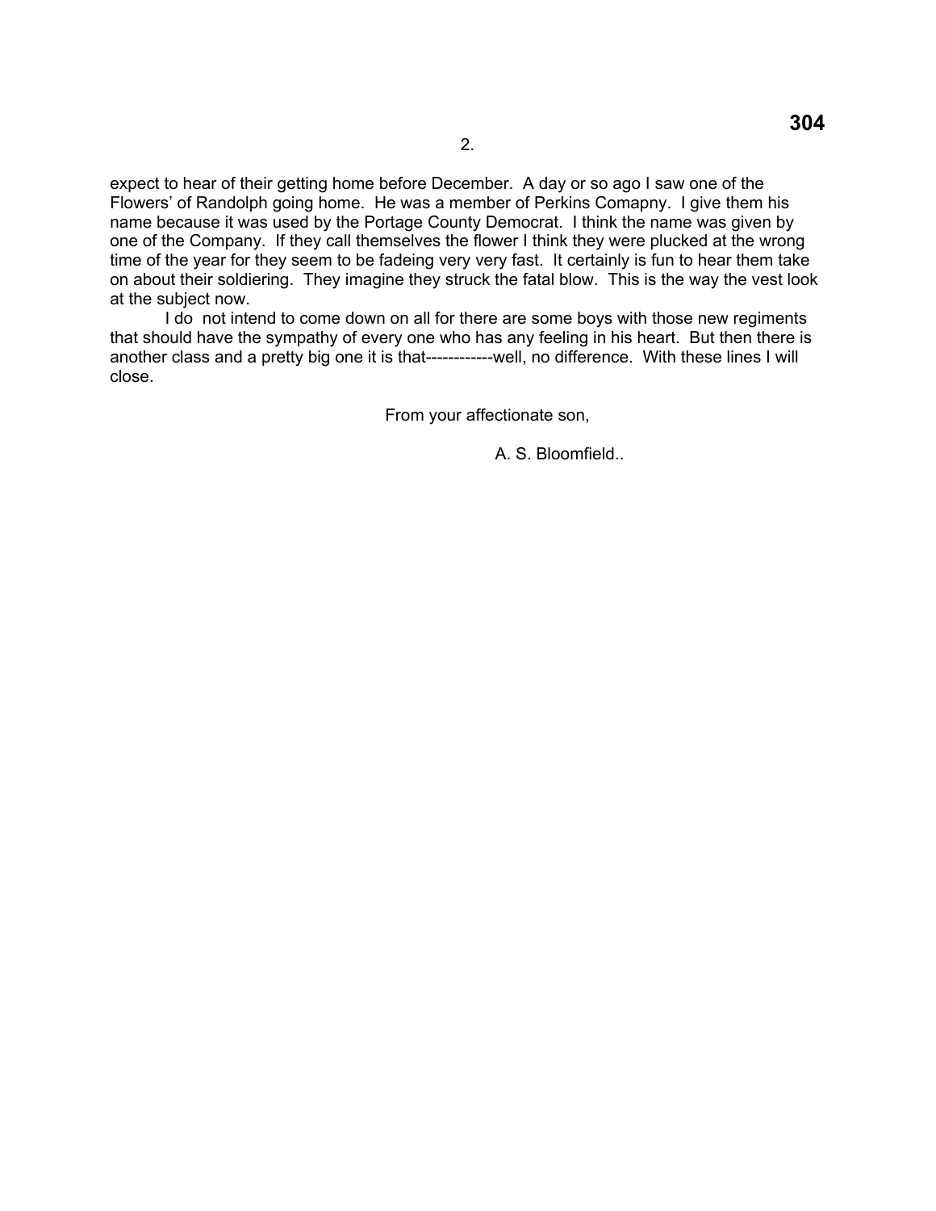expect to hear of their getting home before December. A day or so ago I saw one of the Flowers' of Randolph going home. He was a member of Perkins Comapny. I give them his name because it was used by the Portage County Democrat. I think the name was given by one of the Company. If they call themselves the flower I think they were plucked at the wrong time of the year for they seem to be fadeing very very fast. It certainly is fun to hear them take on about their soldiering. They imagine they struck the fatal blow. This is the way the vest look at the subject now.

I do not intend to come down on all for there are some boys with those new regiments that should have the sympathy of every one who has any feeling in his heart. But then there is another class and a pretty big one it is that------------well, no difference. With these lines I will close.

From your affectionate son,

A. S. Bloomfield..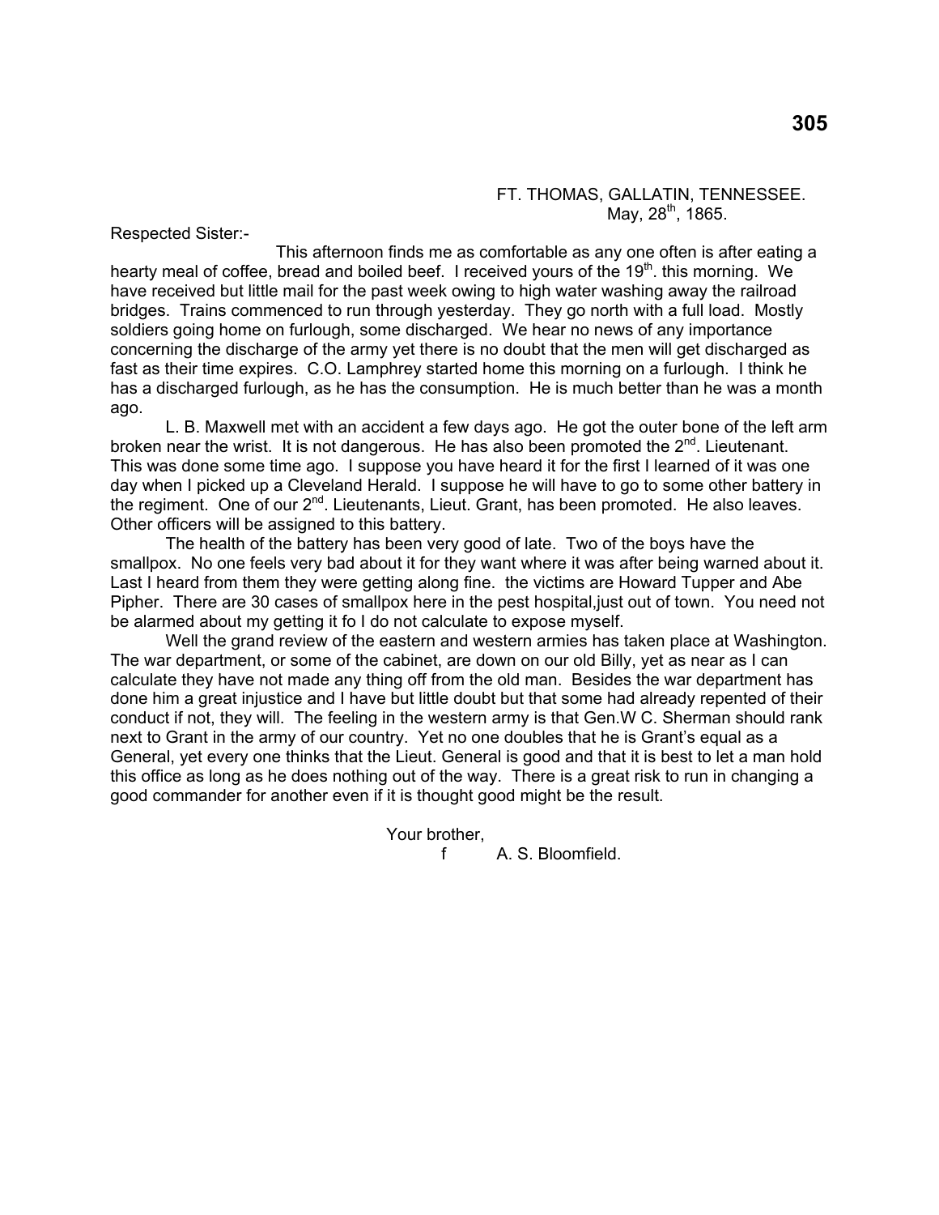FT. THOMAS, GALLATIN, TENNESSEE.
May, 28th, 1865.

Respected Sister:-

This afternoon finds me as comfortable as any one often is after eating a hearty meal of coffee, bread and boiled beef. I received yours of the 19th. this morning. We have received but little mail for the past week owing to high water washing away the railroad bridges. Trains commenced to run through yesterday. They go north with a full load. Mostly soldiers going home on furlough, some discharged. We hear no news of any importance concerning the discharge of the army yet there is no doubt that the men will get discharged as fast as their time expires. C.O. Lamphrey started home this morning on a furlough. I think he has a discharged furlough, as he has the consumption. He is much better than he was a month ago.

L. B. Maxwell met with an accident a few days ago. He got the outer bone of the left arm broken near the wrist. It is not dangerous. He has also been promoted the 2nd. Lieutenant. This was done some time ago. I suppose you have heard it for the first I learned of it was one day when I picked up a Cleveland Herald. I suppose he will have to go to some other battery in the regiment. One of our 2nd. Lieutenants, Lieut. Grant, has been promoted. He also leaves. Other officers will be assigned to this battery.

The health of the battery has been very good of late. Two of the boys have the smallpox. No one feels very bad about it for they want where it was after being warned about it. Last I heard from them they were getting along fine. the victims are Howard Tupper and Abe Pipher. There are 30 cases of smallpox here in the pest hospital,just out of town. You need not be alarmed about my getting it fo I do not calculate to expose myself.

Well the grand review of the eastern and western armies has taken place at Washington. The war department, or some of the cabinet, are down on our old Billy, yet as near as I can calculate they have not made any thing off from the old man. Besides the war department has done him a great injustice and I have but little doubt but that some had already repented of their conduct if not, they will. The feeling in the western army is that Gen.W C. Sherman should rank next to Grant in the army of our country. Yet no one doubles that he is Grant's equal as a General, yet every one thinks that the Lieut. General is good and that it is best to let a man hold this office as long as he does nothing out of the way. There is a great risk to run in changing a good commander for another even if it is thought good might be the result.

Your brother,
f A. S. Bloomfield.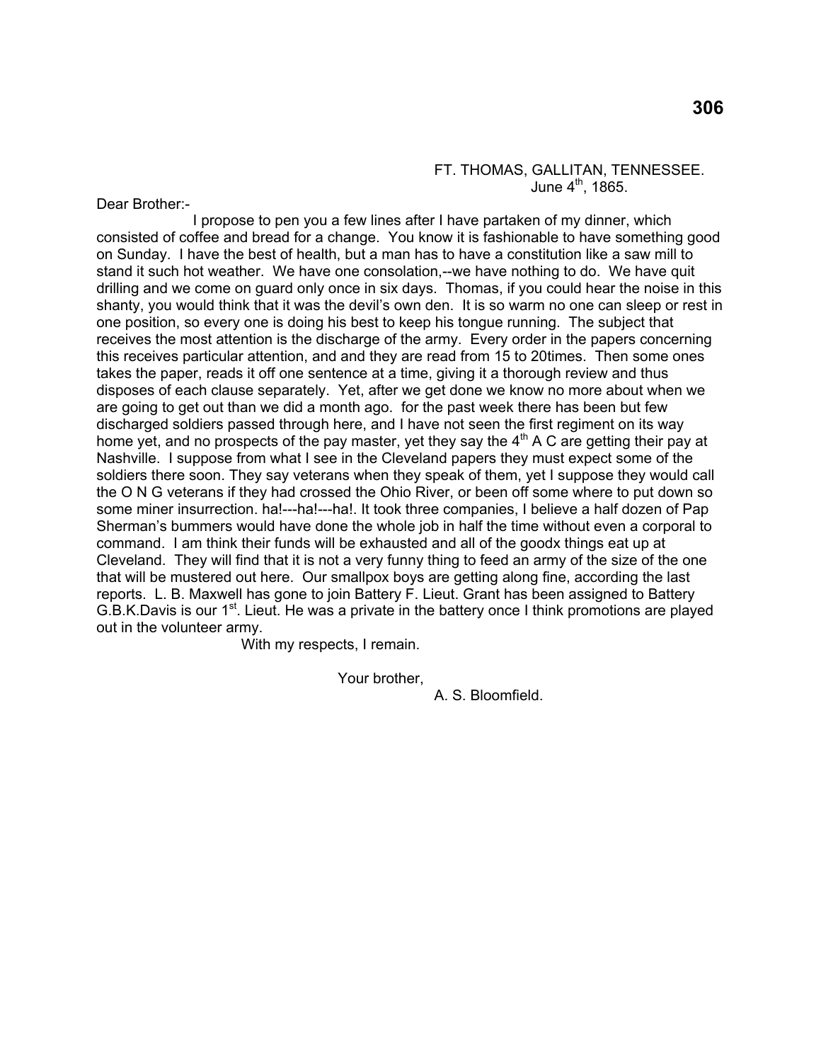FT. THOMAS, GALLITAN, TENNESSEE.
June 4th, 1865.

Dear Brother:-

I propose to pen you a few lines after I have partaken of my dinner, which consisted of coffee and bread for a change. You know it is fashionable to have something good on Sunday. I have the best of health, but a man has to have a constitution like a saw mill to stand it such hot weather. We have one consolation,--we have nothing to do. We have quit drilling and we come on guard only once in six days. Thomas, if you could hear the noise in this shanty, you would think that it was the devil's own den. It is so warm no one can sleep or rest in one position, so every one is doing his best to keep his tongue running. The subject that receives the most attention is the discharge of the army. Every order in the papers concerning this receives particular attention, and and they are read from 15 to 20times. Then some ones takes the paper, reads it off one sentence at a time, giving it a thorough review and thus disposes of each clause separately. Yet, after we get done we know no more about when we are going to get out than we did a month ago. for the past week there has been but few discharged soldiers passed through here, and I have not seen the first regiment on its way home yet, and no prospects of the pay master, yet they say the 4th A C are getting their pay at Nashville. I suppose from what I see in the Cleveland papers they must expect some of the soldiers there soon. They say veterans when they speak of them, yet I suppose they would call the O N G veterans if they had crossed the Ohio River, or been off some where to put down so some miner insurrection. ha!---ha!---ha!. It took three companies, I believe a half dozen of Pap Sherman's bummers would have done the whole job in half the time without even a corporal to command. I am think their funds will be exhausted and all of the goodx things eat up at Cleveland. They will find that it is not a very funny thing to feed an army of the size of the one that will be mustered out here. Our smallpox boys are getting along fine, according the last reports. L. B. Maxwell has gone to join Battery F. Lieut. Grant has been assigned to Battery G.B.K.Davis is our 1st. Lieut. He was a private in the battery once I think promotions are played out in the volunteer army.

With my respects, I remain.

Your brother,

A. S. Bloomfield.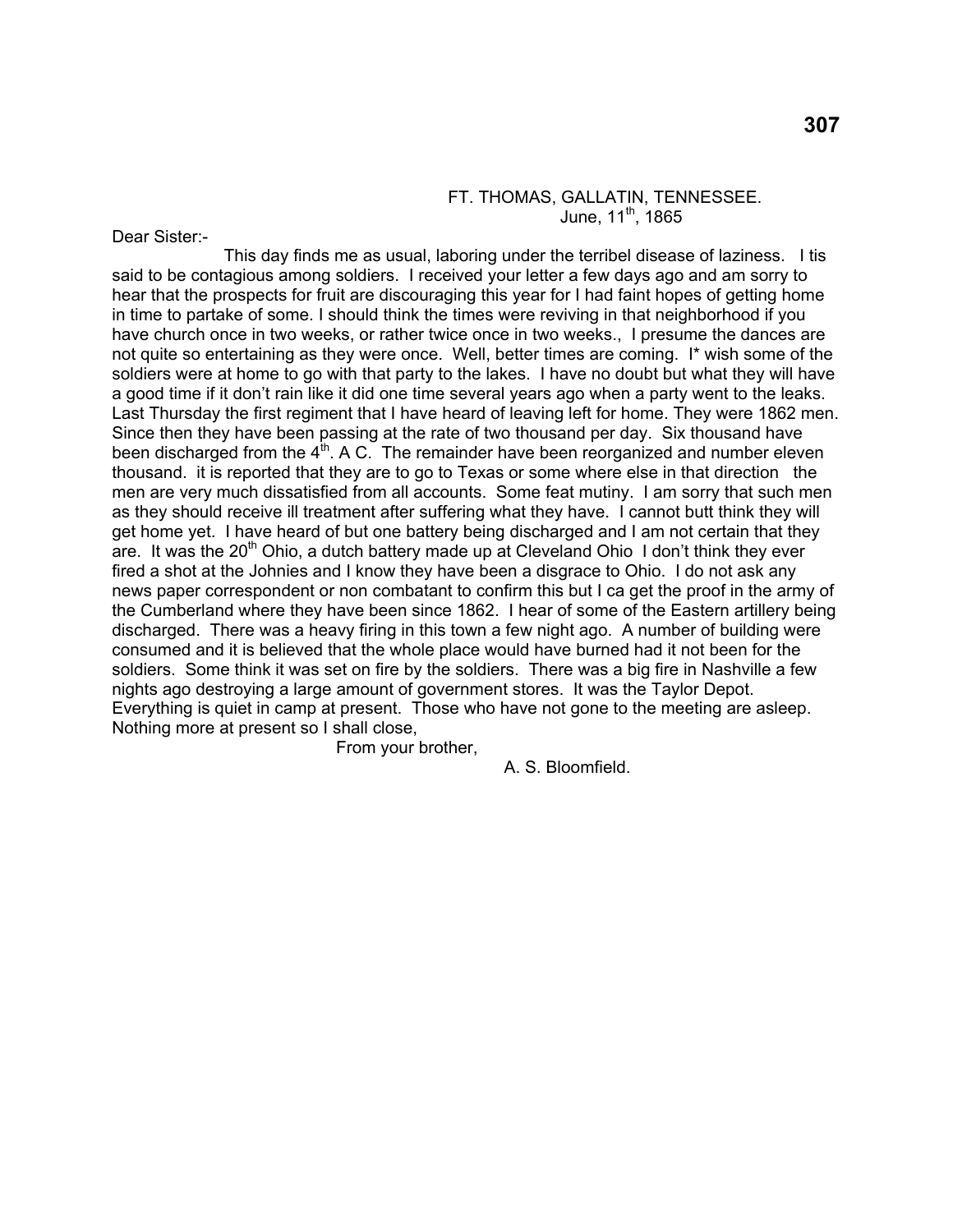FT. THOMAS, GALLATIN, TENNESSEE.
June, 11th, 1865

Dear Sister:-

This day finds me as usual, laboring under the terribel disease of laziness. I tis said to be contagious among soldiers. I received your letter a few days ago and am sorry to hear that the prospects for fruit are discouraging this year for I had faint hopes of getting home in time to partake of some. I should think the times were reviving in that neighborhood if you have church once in two weeks, or rather twice once in two weeks., I presume the dances are not quite so entertaining as they were once. Well, better times are coming. I* wish some of the soldiers were at home to go with that party to the lakes. I have no doubt but what they will have a good time if it don't rain like it did one time several years ago when a party went to the leaks. Last Thursday the first regiment that I have heard of leaving left for home. They were 1862 men. Since then they have been passing at the rate of two thousand per day. Six thousand have been discharged from the 4th. A C. The remainder have been reorganized and number eleven thousand. it is reported that they are to go to Texas or some where else in that direction the men are very much dissatisfied from all accounts. Some feat mutiny. I am sorry that such men as they should receive ill treatment after suffering what they have. I cannot butt think they will get home yet. I have heard of but one battery being discharged and I am not certain that they are. It was the 20th Ohio, a dutch battery made up at Cleveland Ohio I don't think they ever fired a shot at the Johnies and I know they have been a disgrace to Ohio. I do not ask any news paper correspondent or non combatant to confirm this but I ca get the proof in the army of the Cumberland where they have been since 1862. I hear of some of the Eastern artillery being discharged. There was a heavy firing in this town a few night ago. A number of building were consumed and it is believed that the whole place would have burned had it not been for the soldiers. Some think it was set on fire by the soldiers. There was a big fire in Nashville a few nights ago destroying a large amount of government stores. It was the Taylor Depot. Everything is quiet in camp at present. Those who have not gone to the meeting are asleep. Nothing more at present so I shall close,

From your brother,

A. S. Bloomfield.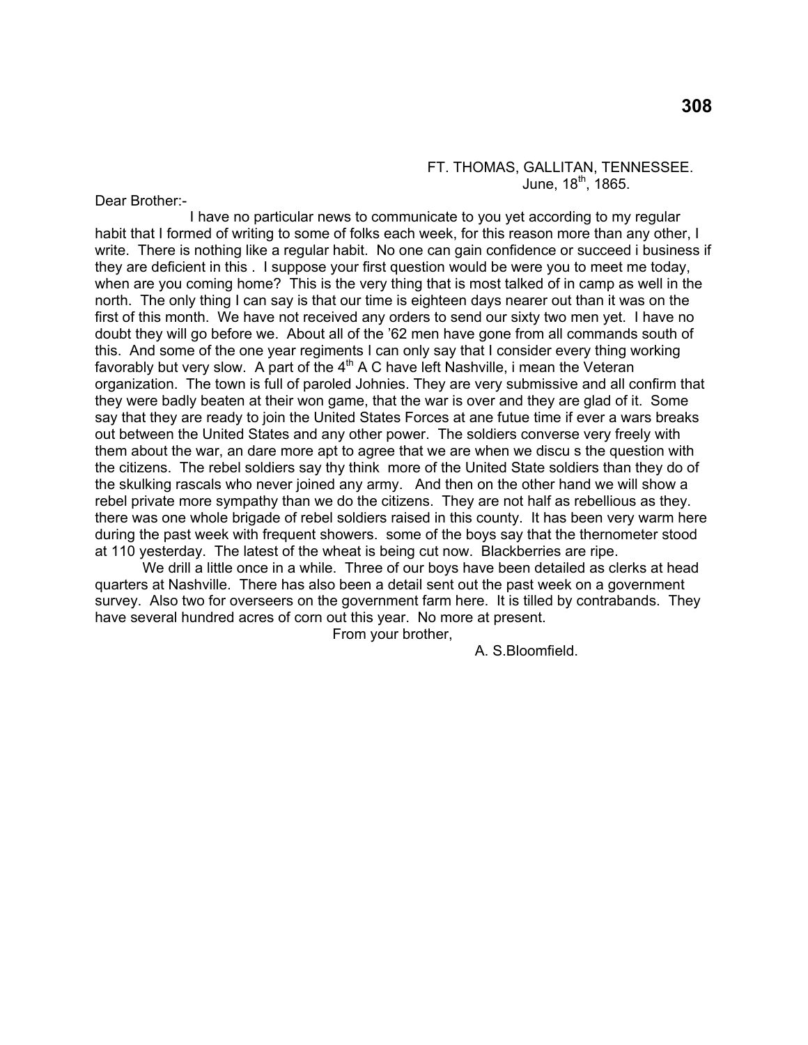FT. THOMAS, GALLITAN, TENNESSEE.
June, 18th, 1865.

Dear Brother:-

I have no particular news to communicate to you yet according to my regular habit that I formed of writing to some of folks each week, for this reason more than any other, I write. There is nothing like a regular habit. No one can gain confidence or succeed i business if they are deficient in this . I suppose your first question would be were you to meet me today, when are you coming home? This is the very thing that is most talked of in camp as well in the north. The only thing I can say is that our time is eighteen days nearer out than it was on the first of this month. We have not received any orders to send our sixty two men yet. I have no doubt they will go before we. About all of the '62 men have gone from all commands south of this. And some of the one year regiments I can only say that I consider every thing working favorably but very slow. A part of the 4th A C have left Nashville, i mean the Veteran organization. The town is full of paroled Johnies. They are very submissive and all confirm that they were badly beaten at their won game, that the war is over and they are glad of it. Some say that they are ready to join the United States Forces at ane futue time if ever a wars breaks out between the United States and any other power. The soldiers converse very freely with them about the war, an dare more apt to agree that we are when we discu s the question with the citizens. The rebel soldiers say thy think more of the United State soldiers than they do of the skulking rascals who never joined any army. And then on the other hand we will show a rebel private more sympathy than we do the citizens. They are not half as rebellious as they. there was one whole brigade of rebel soldiers raised in this county. It has been very warm here during the past week with frequent showers. some of the boys say that the thernometer stood at 110 yesterday. The latest of the wheat is being cut now. Blackberries are ripe.

We drill a little once in a while. Three of our boys have been detailed as clerks at head quarters at Nashville. There has also been a detail sent out the past week on a government survey. Also two for overseers on the government farm here. It is tilled by contrabands. They have several hundred acres of corn out this year. No more at present.

From your brother,

A. S.Bloomfield.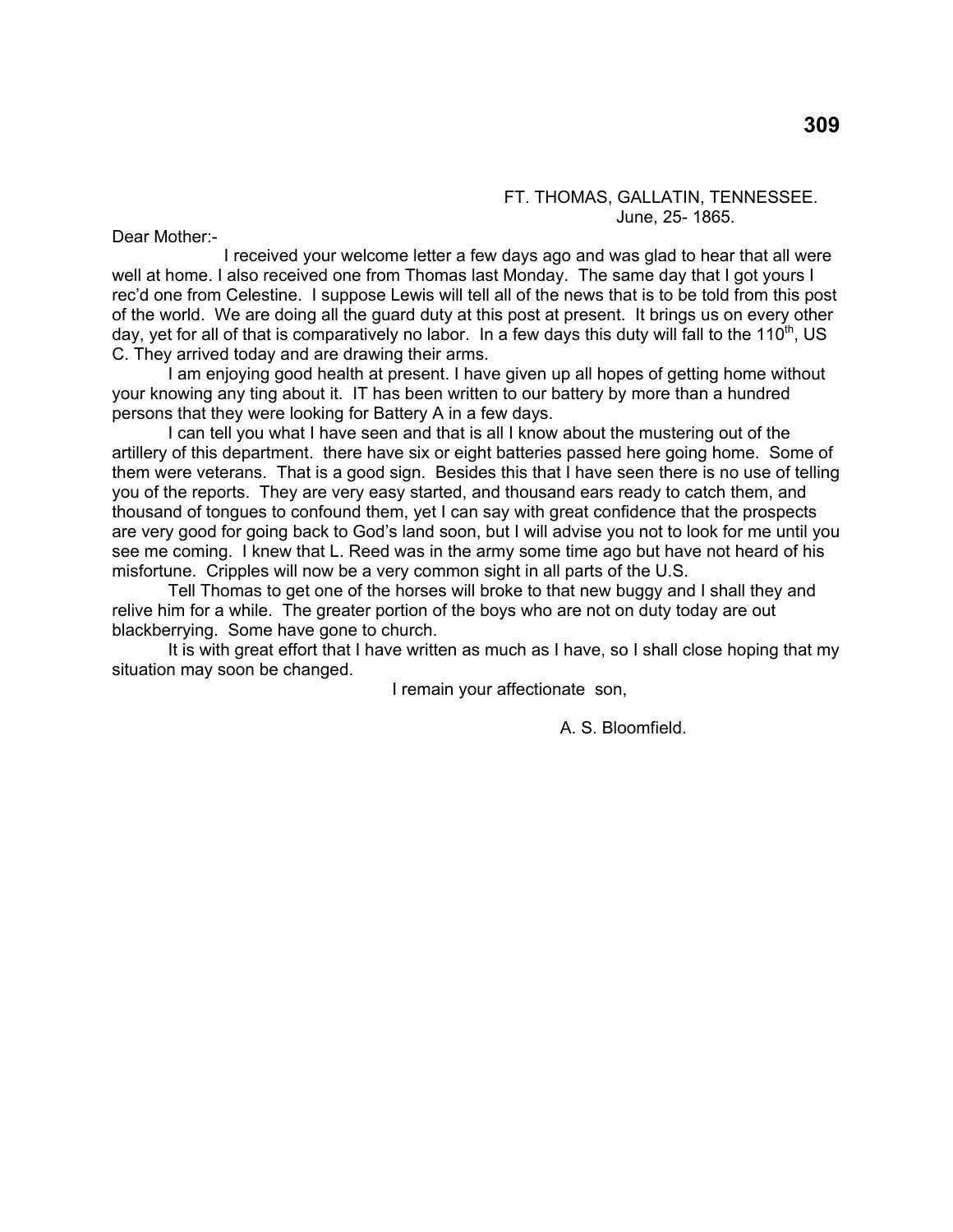FT. THOMAS, GALLATIN, TENNESSEE.
June, 25- 1865.

Dear Mother:-

I received your welcome letter a few days ago and was glad to hear that all were well at home. I also received one from Thomas last Monday. The same day that I got yours I rec'd one from Celestine. I suppose Lewis will tell all of the news that is to be told from this post of the world. We are doing all the guard duty at this post at present. It brings us on every other day, yet for all of that is comparatively no labor. In a few days this duty will fall to the 110th, US C. They arrived today and are drawing their arms.

I am enjoying good health at present. I have given up all hopes of getting home without your knowing any ting about it. IT has been written to our battery by more than a hundred persons that they were looking for Battery A in a few days.

I can tell you what I have seen and that is all I know about the mustering out of the artillery of this department. there have six or eight batteries passed here going home. Some of them were veterans. That is a good sign. Besides this that I have seen there is no use of telling you of the reports. They are very easy started, and thousand ears ready to catch them, and thousand of tongues to confound them, yet I can say with great confidence that the prospects are very good for going back to God's land soon, but I will advise you not to look for me until you see me coming. I knew that L. Reed was in the army some time ago but have not heard of his misfortune. Cripples will now be a very common sight in all parts of the U.S.

Tell Thomas to get one of the horses will broke to that new buggy and I shall they and relive him for a while. The greater portion of the boys who are not on duty today are out blackberrying. Some have gone to church.

It is with great effort that I have written as much as I have, so I shall close hoping that my situation may soon be changed.

I remain your affectionate son,

A. S. Bloomfield.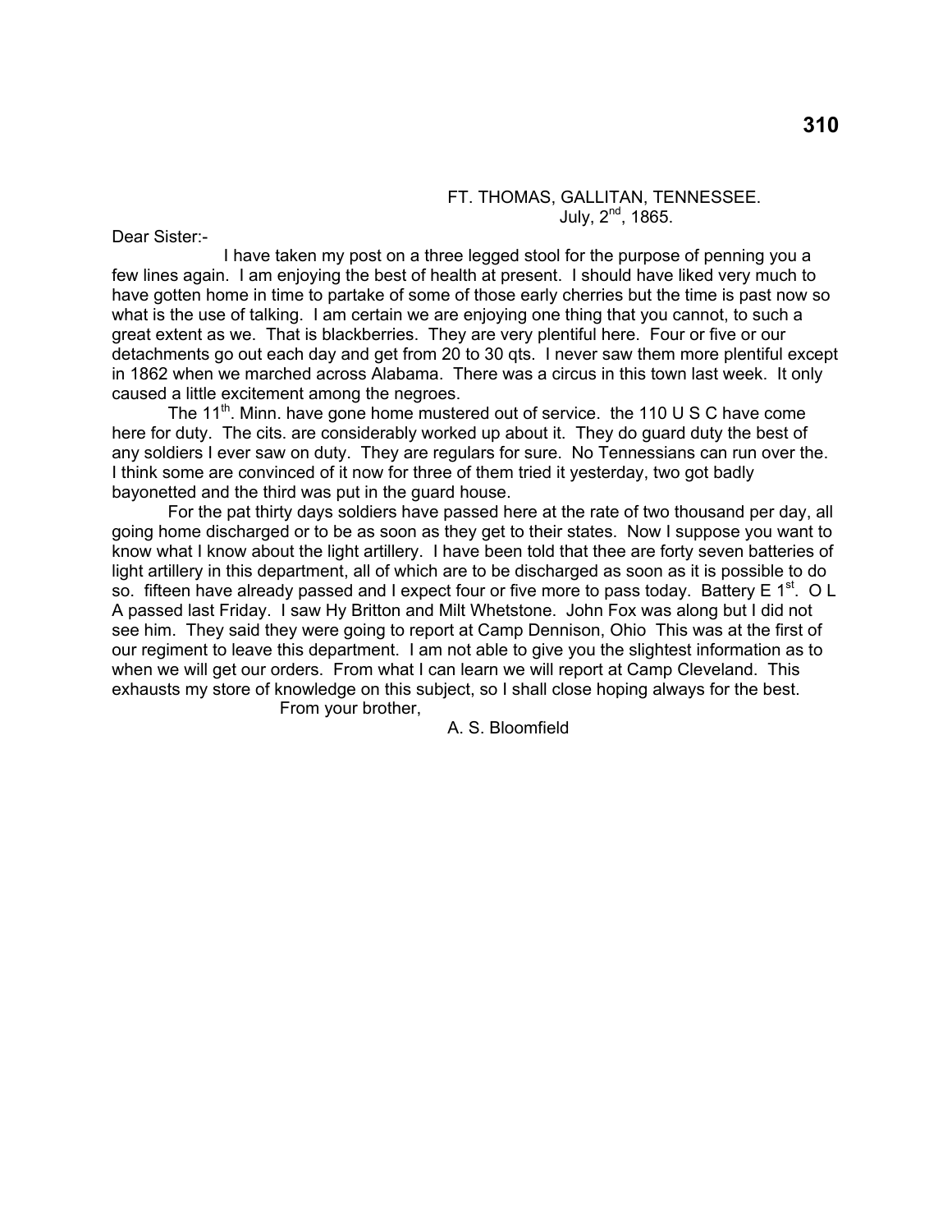FT. THOMAS, GALLITAN, TENNESSEE.
July, 2nd, 1865.

Dear Sister:-

I have taken my post on a three legged stool for the purpose of penning you a few lines again. I am enjoying the best of health at present. I should have liked very much to have gotten home in time to partake of some of those early cherries but the time is past now so what is the use of talking. I am certain we are enjoying one thing that you cannot, to such a great extent as we. That is blackberries. They are very plentiful here. Four or five or our detachments go out each day and get from 20 to 30 qts. I never saw them more plentiful except in 1862 when we marched across Alabama. There was a circus in this town last week. It only caused a little excitement among the negroes.

The 11th. Minn. have gone home mustered out of service. the 110 U S C have come here for duty. The cits. are considerably worked up about it. They do guard duty the best of any soldiers I ever saw on duty. They are regulars for sure. No Tennessians can run over the. I think some are convinced of it now for three of them tried it yesterday, two got badly bayonetted and the third was put in the guard house.

For the pat thirty days soldiers have passed here at the rate of two thousand per day, all going home discharged or to be as soon as they get to their states. Now I suppose you want to know what I know about the light artillery. I have been told that thee are forty seven batteries of light artillery in this department, all of which are to be discharged as soon as it is possible to do so. fifteen have already passed and I expect four or five more to pass today. Battery E 1st. O L A passed last Friday. I saw Hy Britton and Milt Whetstone. John Fox was along but I did not see him. They said they were going to report at Camp Dennison, Ohio This was at the first of our regiment to leave this department. I am not able to give you the slightest information as to when we will get our orders. From what I can learn we will report at Camp Cleveland. This exhausts my store of knowledge on this subject, so I shall close hoping always for the best.

From your brother,

A. S. Bloomfield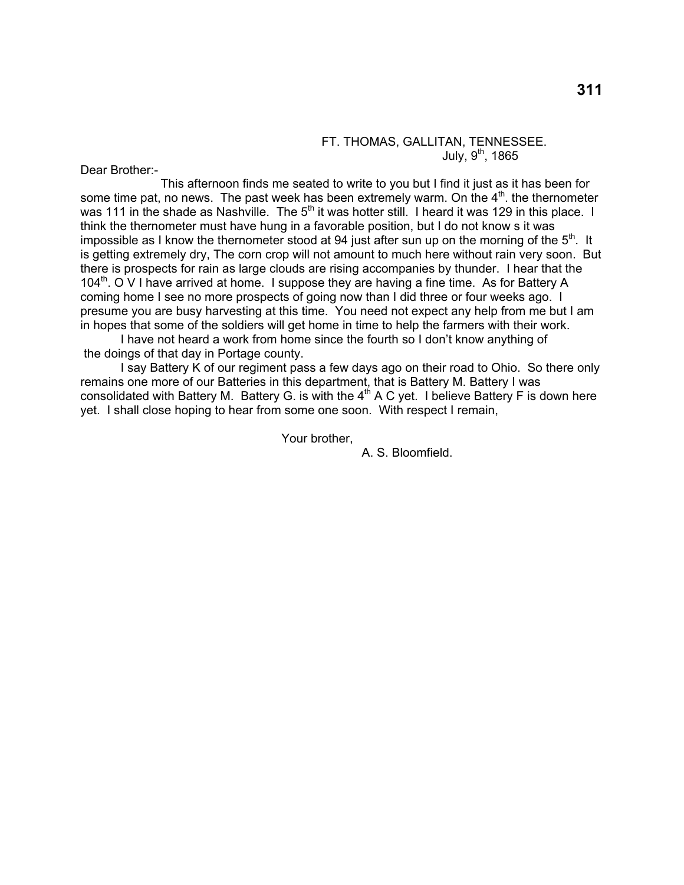FT. THOMAS, GALLITAN, TENNESSEE.
July, 9th, 1865

Dear Brother:-

This afternoon finds me seated to write to you but I find it just as it has been for some time pat, no news. The past week has been extremely warm. On the 4th. the thernometer was 111 in the shade as Nashville. The 5th it was hotter still. I heard it was 129 in this place. I think the thernometer must have hung in a favorable position, but I do not know s it was impossible as I know the thernometer stood at 94 just after sun up on the morning of the 5th. It is getting extremely dry, The corn crop will not amount to much here without rain very soon. But there is prospects for rain as large clouds are rising accompanies by thunder. I hear that the 104th. O V I have arrived at home. I suppose they are having a fine time. As for Battery A coming home I see no more prospects of going now than I did three or four weeks ago. I presume you are busy harvesting at this time. You need not expect any help from me but I am in hopes that some of the soldiers will get home in time to help the farmers with their work.

I have not heard a work from home since the fourth so I don't know anything of the doings of that day in Portage county.

I say Battery K of our regiment pass a few days ago on their road to Ohio. So there only remains one more of our Batteries in this department, that is Battery M. Battery I was consolidated with Battery M. Battery G. is with the 4th A C yet. I believe Battery F is down here yet. I shall close hoping to hear from some one soon. With respect I remain,

Your brother,

A. S. Bloomfield.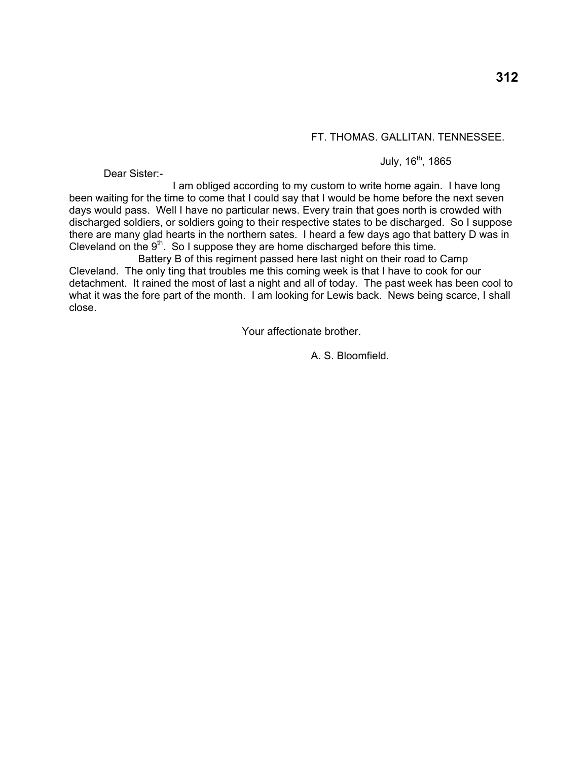FT. THOMAS. GALLITAN. TENNESSEE.

July, 16th, 1865

Dear Sister:-

I am obliged according to my custom to write home again. I have long been waiting for the time to come that I could say that I would be home before the next seven days would pass. Well I have no particular news. Every train that goes north is crowded with discharged soldiers, or soldiers going to their respective states to be discharged. So I suppose there are many glad hearts in the northern sates. I heard a few days ago that battery D was in Cleveland on the 9th. So I suppose they are home discharged before this time.

Battery B of this regiment passed here last night on their road to Camp Cleveland. The only ting that troubles me this coming week is that I have to cook for our detachment. It rained the most of last a night and all of today. The past week has been cool to what it was the fore part of the month. I am looking for Lewis back. News being scarce, I shall close.

Your affectionate brother.

A. S. Bloomfield.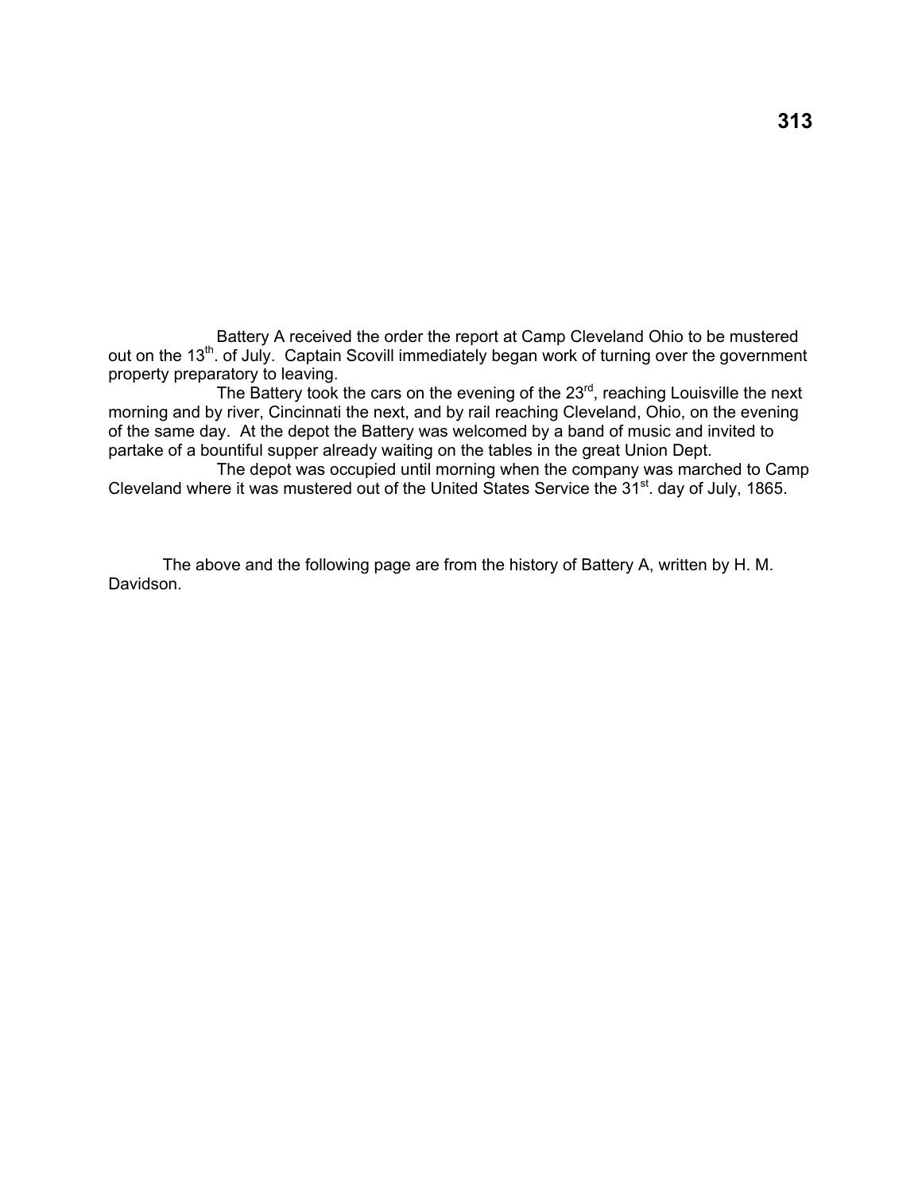Battery A received the order the report at Camp Cleveland Ohio to be mustered out on the 13th. of July. Captain Scovill immediately began work of turning over the government property preparatory to leaving.

The Battery took the cars on the evening of the 23rd, reaching Louisville the next morning and by river, Cincinnati the next, and by rail reaching Cleveland, Ohio, on the evening of the same day. At the depot the Battery was welcomed by a band of music and invited to partake of a bountiful supper already waiting on the tables in the great Union Dept.

The depot was occupied until morning when the company was marched to Camp Cleveland where it was mustered out of the United States Service the 31st. day of July, 1865.

The above and the following page are from the history of Battery A, written by H. M. Davidson.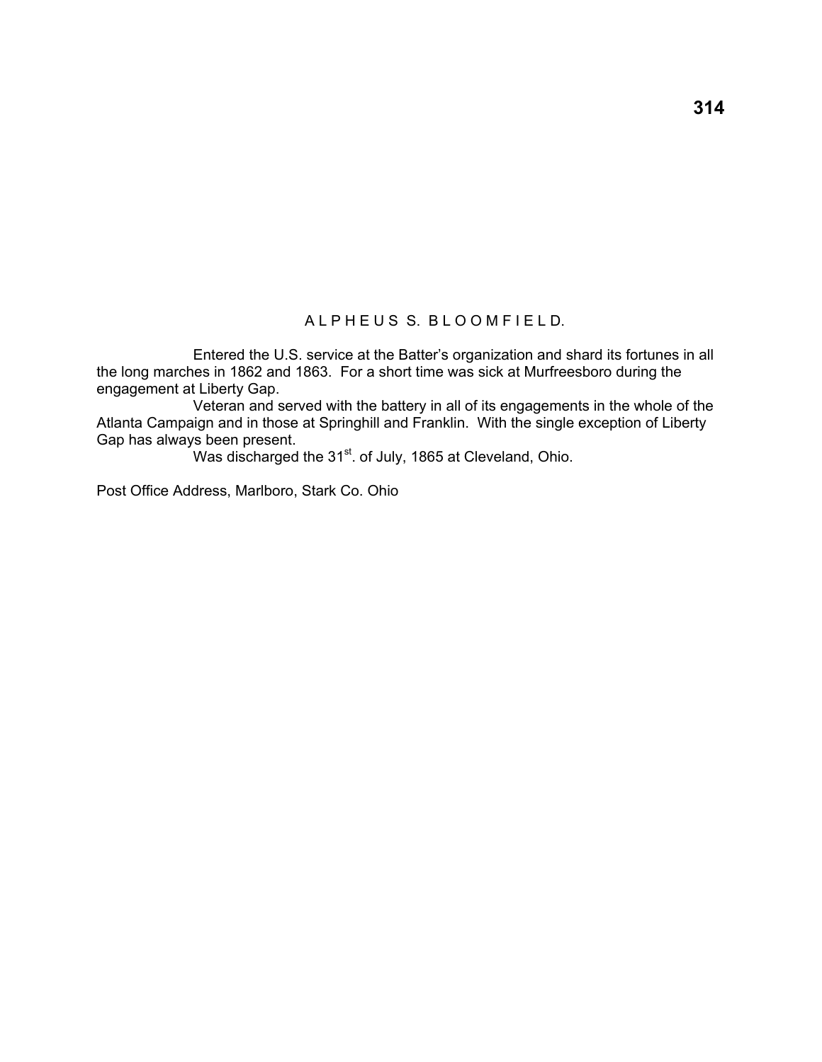## A L P H E U S S. B L O O M F I E L D.

Entered the U.S. service at the Batter's organization and shard its fortunes in all the long marches in 1862 and 1863. For a short time was sick at Murfreesboro during the engagement at Liberty Gap.

Veteran and served with the battery in all of its engagements in the whole of the Atlanta Campaign and in those at Springhill and Franklin. With the single exception of Liberty Gap has always been present.

Was discharged the 31st. of July, 1865 at Cleveland, Ohio.

Post Office Address, Marlboro, Stark Co. Ohio